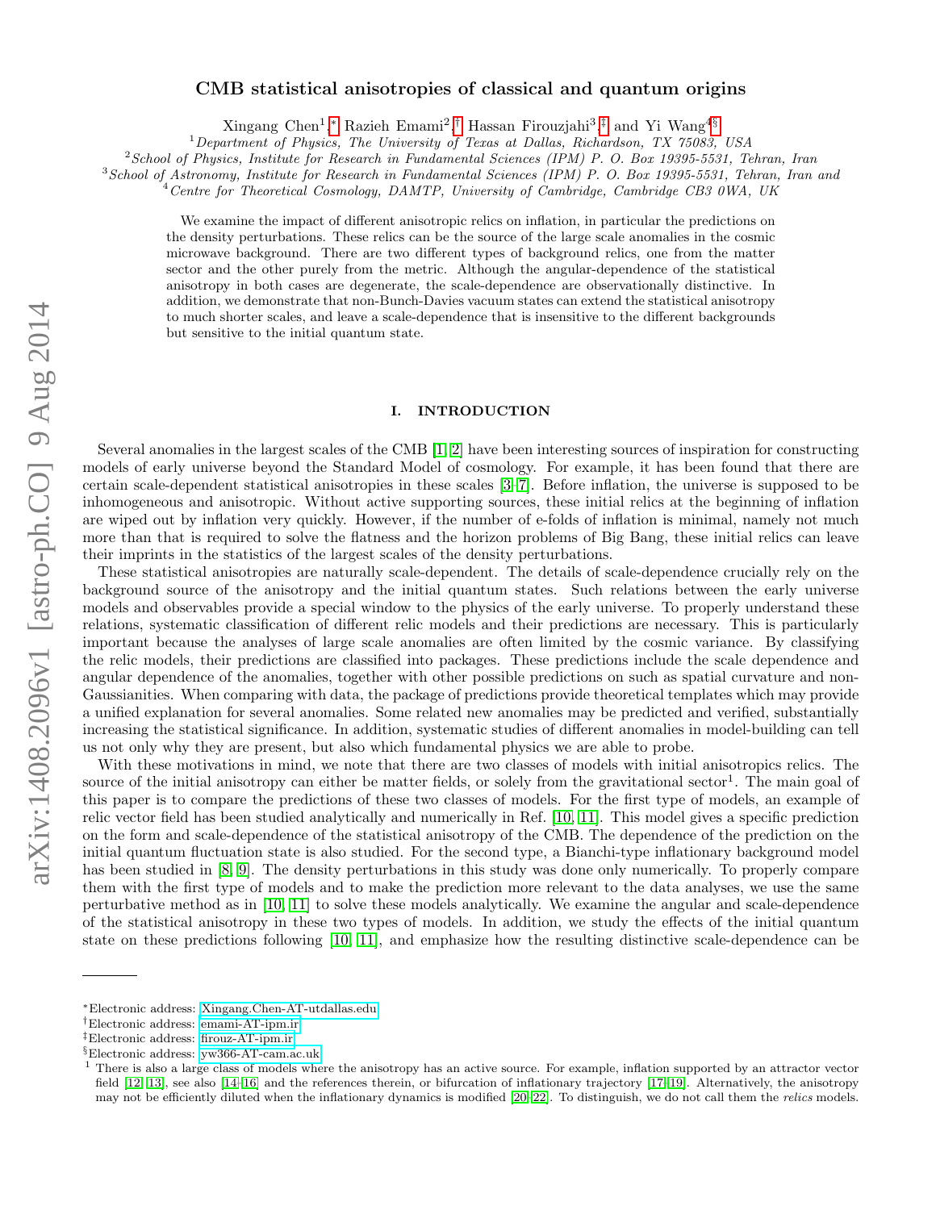# CMB statistical anisotropies of classical and quantum origins

Xingang Chen[1,*], Razieh Emami[2,†], Hassan Firouzjahi[3,‡], and Yi Wang[4,§]

[1]Department of Physics, The University of Texas at Dallas, Richardson, TX 75083, USA

[2]School of Physics, Institute for Research in Fundamental Sciences (IPM) P. O. Box 19395-5531, Tehran, Iran

[3]School of Astronomy, Institute for Research in Fundamental Sciences (IPM) P. O. Box 19395-5531, Tehran, Iran and

[4]Centre for Theoretical Cosmology, DAMTP, University of Cambridge, Cambridge CB3 0WA, UK

We examine the impact of different anisotropic relics on inflation, in particular the predictions on the density perturbations. These relics can be the source of the large scale anomalies in the cosmic microwave background. There are two different types of background relics, one from the matter sector and the other purely from the metric. Although the angular-dependence of the statistical anisotropy in both cases are degenerate, the scale-dependence are observationally distinctive. In addition, we demonstrate that non-Bunch-Davies vacuum states can extend the statistical anisotropy to much shorter scales, and leave a scale-dependence that is insensitive to the different backgrounds but sensitive to the initial quantum state.

## I. INTRODUCTION

Several anomalies in the largest scales of the CMB [1, 2] have been interesting sources of inspiration for constructing models of early universe beyond the Standard Model of cosmology. For example, it has been found that there are certain scale-dependent statistical anisotropies in these scales [3–7]. Before inflation, the universe is supposed to be inhomogeneous and anisotropic. Without active supporting sources, these initial relics at the beginning of inflation are wiped out by inflation very quickly. However, if the number of e-folds of inflation is minimal, namely not much more than that is required to solve the flatness and the horizon problems of Big Bang, these initial relics can leave their imprints in the statistics of the largest scales of the density perturbations.

These statistical anisotropies are naturally scale-dependent. The details of scale-dependence crucially rely on the background source of the anisotropy and the initial quantum states. Such relations between the early universe models and observables provide a special window to the physics of the early universe. To properly understand these relations, systematic classification of different relic models and their predictions are necessary. This is particularly important because the analyses of large scale anomalies are often limited by the cosmic variance. By classifying the relic models, their predictions are classified into packages. These predictions include the scale dependence and angular dependence of the anomalies, together with other possible predictions on such as spatial curvature and non-Gaussianities. When comparing with data, the package of predictions provide theoretical templates which may provide a unified explanation for several anomalies. Some related new anomalies may be predicted and verified, substantially increasing the statistical significance. In addition, systematic studies of different anomalies in model-building can tell us not only why they are present, but also which fundamental physics we are able to probe.

With these motivations in mind, we note that there are two classes of models with initial anisotropics relics. The source of the initial anisotropy can either be matter fields, or solely from the gravitational sector[1]. The main goal of this paper is to compare the predictions of these two classes of models. For the first type of models, an example of relic vector field has been studied analytically and numerically in Ref. [10, 11]. This model gives a specific prediction on the form and scale-dependence of the statistical anisotropy of the CMB. The dependence of the prediction on the initial quantum fluctuation state is also studied. For the second type, a Bianchi-type inflationary background model has been studied in [8, 9]. The density perturbations in this study was done only numerically. To properly compare them with the first type of models and to make the prediction more relevant to the data analyses, we use the same perturbative method as in [10, 11] to solve these models analytically. We examine the angular and scale-dependence of the statistical anisotropy in these two types of models. In addition, we study the effects of the initial quantum state on these predictions following [10, 11], and emphasize how the resulting distinctive scale-dependence can be

*Electronic address: Xingang.Chen-AT-utdallas.edu

†Electronic address: emami-AT-ipm.ir

‡Electronic address: firouz-AT-ipm.ir

§Electronic address: yw366-AT-cam.ac.uk

[1] There is also a large class of models where the anisotropy has an active source. For example, inflation supported by an attractor vector field [12, 13], see also [14–16] and the references therein, or bifurcation of inflationary trajectory [17–19]. Alternatively, the anisotropy may not be efficiently diluted when the inflationary dynamics is modified [20–22]. To distinguish, we do not call them the *relics* models.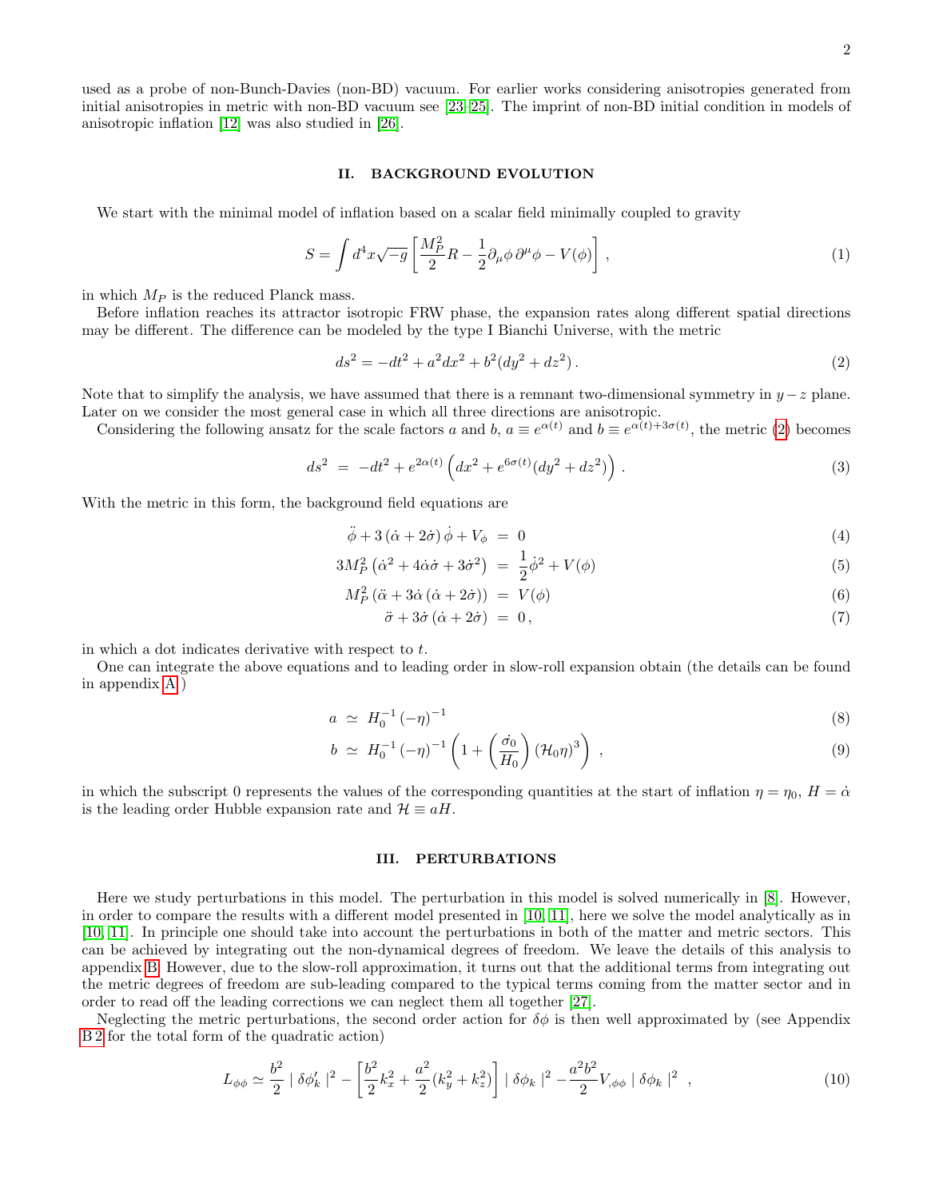used as a probe of non-Bunch-Davies (non-BD) vacuum. For earlier works considering anisotropies generated from initial anisotropies in metric with non-BD vacuum see [23–25]. The imprint of non-BD initial condition in models of anisotropic inflation [12] was also studied in [26].

## II. BACKGROUND EVOLUTION

We start with the minimal model of inflation based on a scalar field minimally coupled to gravity

$$S = \int d^4x \sqrt{-g}\left[\frac{M_P^2}{2}R - \frac{1}{2}\partial_\mu\phi\,\partial^\mu\phi - V(\phi)\right], \tag{1}$$

in which $M_P$ is the reduced Planck mass.

Before inflation reaches its attractor isotropic FRW phase, the expansion rates along different spatial directions may be different. The difference can be modeled by the type I Bianchi Universe, with the metric

$$ds^2 = -dt^2 + a^2 dx^2 + b^2(dy^2 + dz^2). \tag{2}$$

Note that to simplify the analysis, we have assumed that there is a remnant two-dimensional symmetry in $y-z$ plane. Later on we consider the most general case in which all three directions are anisotropic.

Considering the following ansatz for the scale factors $a$ and $b$, $a \equiv e^{\alpha(t)}$ and $b \equiv e^{\alpha(t)+3\sigma(t)}$, the metric (2) becomes

$$ds^2 = -dt^2 + e^{2\alpha(t)}\left(dx^2 + e^{6\sigma(t)}(dy^2 + dz^2)\right). \tag{3}$$

With the metric in this form, the background field equations are

$$\ddot{\phi} + 3\left(\dot{\alpha} + 2\dot{\sigma}\right)\dot{\phi} + V_\phi = 0 \tag{4}$$

$$3M_P^2\left(\dot{\alpha}^2 + 4\dot{\alpha}\dot{\sigma} + 3\dot{\sigma}^2\right) = \frac{1}{2}\dot{\phi}^2 + V(\phi) \tag{5}$$

$$M_P^2\left(\ddot{\alpha} + 3\dot{\alpha}\left(\dot{\alpha} + 2\dot{\sigma}\right)\right) = V(\phi) \tag{6}$$

$$\ddot{\sigma} + 3\dot{\sigma}\left(\dot{\alpha} + 2\dot{\sigma}\right) = 0, \tag{7}$$

in which a dot indicates derivative with respect to $t$.

One can integrate the above equations and to leading order in slow-roll expansion obtain (the details can be found in appendix A)

$$a \simeq H_0^{-1}\left(-\eta\right)^{-1} \tag{8}$$

$$b \simeq H_0^{-1}\left(-\eta\right)^{-1}\left(1 + \left(\frac{\dot{\sigma}_0}{H_0}\right)\left(\mathcal{H}_0\eta\right)^3\right), \tag{9}$$

in which the subscript 0 represents the values of the corresponding quantities at the start of inflation $\eta = \eta_0$, $H = \dot{\alpha}$ is the leading order Hubble expansion rate and $\mathcal{H} \equiv aH$.

## III. PERTURBATIONS

Here we study perturbations in this model. The perturbation in this model is solved numerically in [8]. However, in order to compare the results with a different model presented in [10, 11], here we solve the model analytically as in [10, 11]. In principle one should take into account the perturbations in both of the matter and metric sectors. This can be achieved by integrating out the non-dynamical degrees of freedom. We leave the details of this analysis to appendix B. However, due to the slow-roll approximation, it turns out that the additional terms from integrating out the metric degrees of freedom are sub-leading compared to the typical terms coming from the matter sector and in order to read off the leading corrections we can neglect them all together [27].

Neglecting the metric perturbations, the second order action for $\delta\phi$ is then well approximated by (see Appendix B 2 for the total form of the quadratic action)

$$L_{\phi\phi} \simeq \frac{b^2}{2}\mid\delta\phi_k'\mid^2 - \left[\frac{b^2}{2}k_x^2 + \frac{a^2}{2}(k_y^2 + k_z^2)\right]\mid\delta\phi_k\mid^2 - \frac{a^2b^2}{2}V_{,\phi\phi}\mid\delta\phi_k\mid^2 \;, \tag{10}$$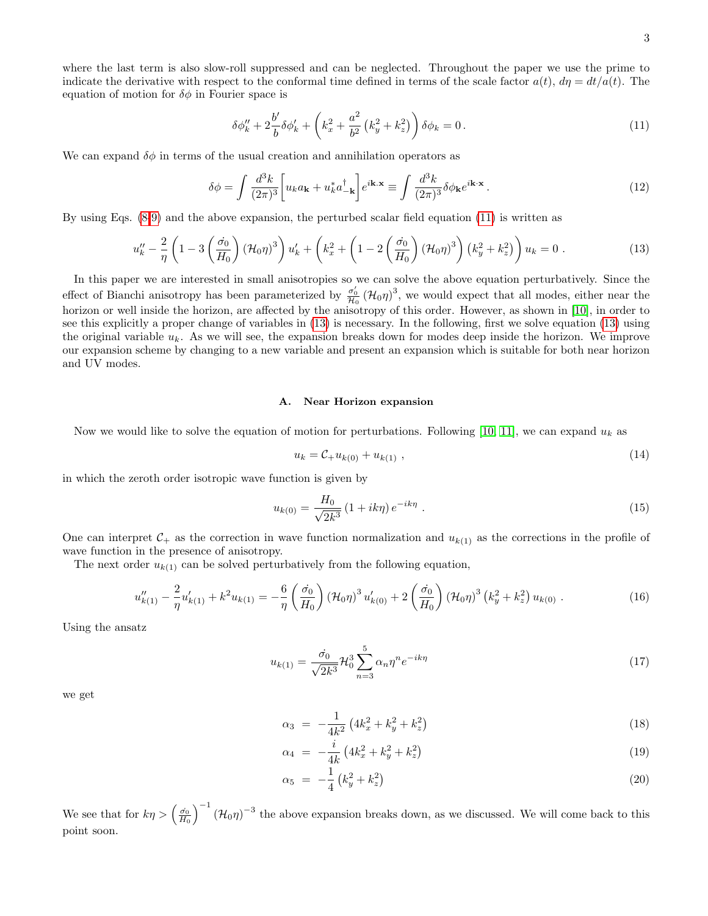where the last term is also slow-roll suppressed and can be neglected. Throughout the paper we use the prime to indicate the derivative with respect to the conformal time defined in terms of the scale factor $a(t)$, $d\eta = dt/a(t)$. The equation of motion for $\delta\phi$ in Fourier space is

$$\delta\phi_k'' + 2\frac{b'}{b}\delta\phi_k' + \left(k_x^2 + \frac{a^2}{b^2}\left(k_y^2 + k_z^2\right)\right)\delta\phi_k = 0\,. \tag{11}$$

We can expand $\delta\phi$ in terms of the usual creation and annihilation operators as

$$\delta\phi = \int \frac{d^3k}{(2\pi)^3}\left[u_k a_{\mathbf{k}} + u_k^* a_{-\mathbf{k}}^\dagger\right]e^{i\mathbf{k}.\mathbf{x}} \equiv \int \frac{d^3k}{(2\pi)^3}\delta\phi_{\mathbf{k}} e^{i\mathbf{k}\cdot\mathbf{x}}\,. \tag{12}$$

By using Eqs. (8,9) and the above expansion, the perturbed scalar field equation (11) is written as

$$u_k'' - \frac{2}{\eta}\left(1 - 3\left(\frac{\dot{\sigma_0}}{H_0}\right)(\mathcal{H}_0\eta)^3\right)u_k' + \left(k_x^2 + \left(1 - 2\left(\frac{\dot{\sigma_0}}{H_0}\right)(\mathcal{H}_0\eta)^3\right)\left(k_y^2 + k_z^2\right)\right)u_k = 0\ . \tag{13}$$

In this paper we are interested in small anisotropies so we can solve the above equation perturbatively. Since the effect of Bianchi anisotropy has been parameterized by $\frac{\sigma_0'}{\mathcal{H}_0}(\mathcal{H}_0\eta)^3$, we would expect that all modes, either near the horizon or well inside the horizon, are affected by the anisotropy of this order. However, as shown in [10], in order to see this explicitly a proper change of variables in (13) is necessary. In the following, first we solve equation (13) using the original variable $u_k$. As we will see, the expansion breaks down for modes deep inside the horizon. We improve our expansion scheme by changing to a new variable and present an expansion which is suitable for both near horizon and UV modes.

### A. Near Horizon expansion

Now we would like to solve the equation of motion for perturbations. Following [10, 11], we can expand $u_k$ as

$$u_k = \mathcal{C}_+ u_{k(0)} + u_{k(1)}\ , \tag{14}$$

in which the zeroth order isotropic wave function is given by

$$u_{k(0)} = \frac{H_0}{\sqrt{2k^3}}\left(1 + ik\eta\right)e^{-ik\eta}\ . \tag{15}$$

One can interpret $\mathcal{C}_+$ as the correction in wave function normalization and $u_{k(1)}$ as the corrections in the profile of wave function in the presence of anisotropy.

The next order $u_{k(1)}$ can be solved perturbatively from the following equation,

$$u_{k(1)}'' - \frac{2}{\eta}u_{k(1)}' + k^2 u_{k(1)} = -\frac{6}{\eta}\left(\frac{\dot{\sigma_0}}{H_0}\right)(\mathcal{H}_0\eta)^3 u_{k(0)}' + 2\left(\frac{\dot{\sigma_0}}{H_0}\right)(\mathcal{H}_0\eta)^3\left(k_y^2 + k_z^2\right)u_{k(0)}\ . \tag{16}$$

Using the ansatz

$$u_{k(1)} = \frac{\dot{\sigma_0}}{\sqrt{2k^3}}\mathcal{H}_0^3\sum_{n=3}^{5}\alpha_n\eta^n e^{-ik\eta} \tag{17}$$

we get

$$\alpha_3 \ = \ -\frac{1}{4k^2}\left(4k_x^2 + k_y^2 + k_z^2\right) \tag{18}$$

$$\alpha_4 \ = \ -\frac{i}{4k}\left(4k_x^2 + k_y^2 + k_z^2\right) \tag{19}$$

$$\alpha_5 \ = \ -\frac{1}{4}\left(k_y^2 + k_z^2\right) \tag{20}$$

We see that for $k\eta > \left(\frac{\dot{\sigma_0}}{H_0}\right)^{-1}(\mathcal{H}_0\eta)^{-3}$ the above expansion breaks down, as we discussed. We will come back to this point soon.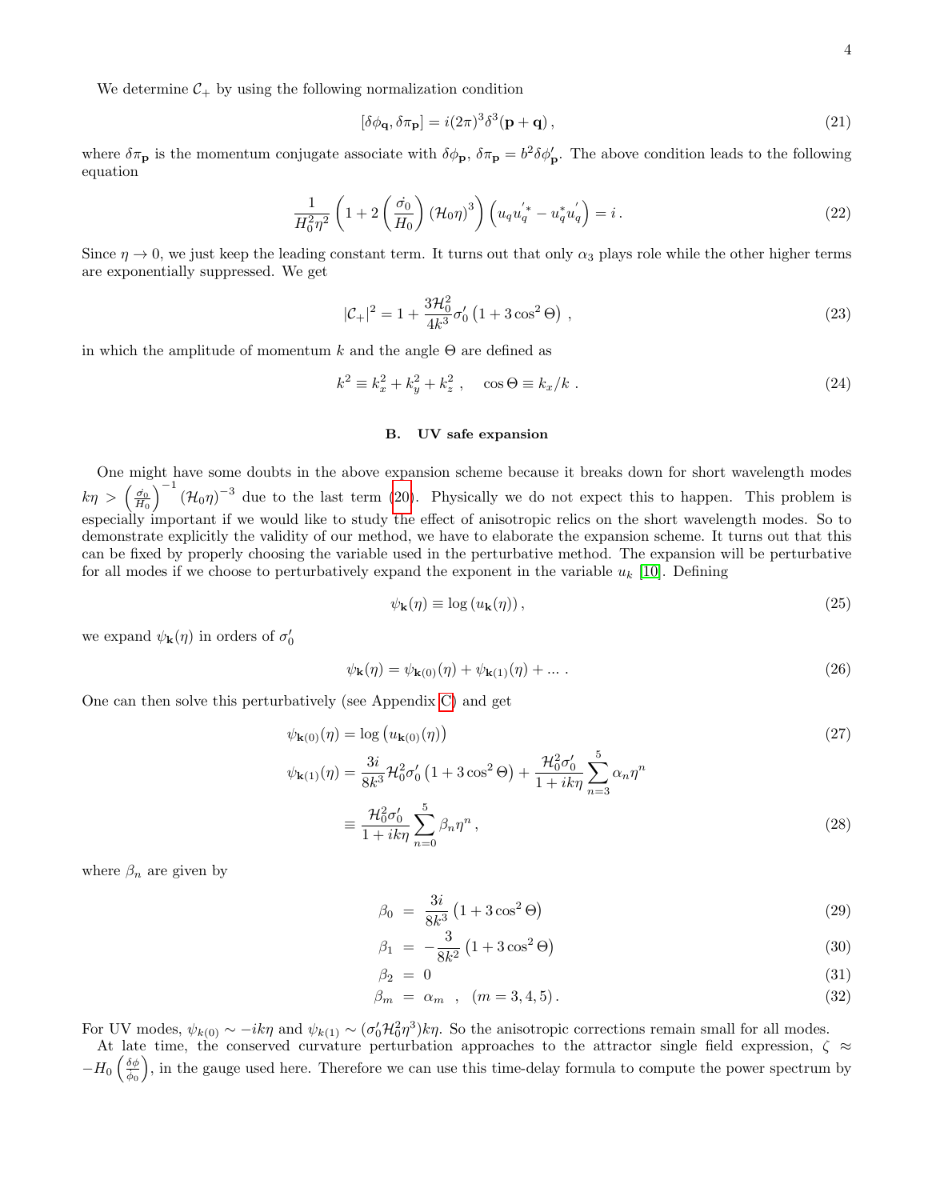We determine $\mathcal{C}_+$ by using the following normalization condition

$$[\delta\phi_{\mathbf{q}}, \delta\pi_{\mathbf{p}}] = i(2\pi)^3\delta^3(\mathbf{p}+\mathbf{q}) \,, \tag{21}$$

where $\delta\pi_{\mathbf{p}}$ is the momentum conjugate associate with $\delta\phi_{\mathbf{p}}$, $\delta\pi_{\mathbf{p}} = b^2\delta\phi'_{\mathbf{p}}$. The above condition leads to the following equation

$$\frac{1}{H_0^2\eta^2}\left(1+2\left(\frac{\dot{\sigma_0}}{H_0}\right)(\mathcal{H}_0\eta)^3\right)\left(u_q u_q^{'*} - u_q^* u_q^{'}\right) = i \,. \tag{22}$$

Since $\eta \to 0$, we just keep the leading constant term. It turns out that only $\alpha_3$ plays role while the other higher terms are exponentially suppressed. We get

$$|\mathcal{C}_+|^2 = 1 + \frac{3\mathcal{H}_0^2}{4k^3}\sigma_0'\left(1+3\cos^2\Theta\right) \,, \tag{23}$$

in which the amplitude of momentum $k$ and the angle $\Theta$ are defined as

$$k^2 \equiv k_x^2 + k_y^2 + k_z^2 \,, \quad \cos\Theta \equiv k_x/k \,. \tag{24}$$

### B. UV safe expansion

One might have doubts in the above expansion scheme because it breaks down for short wavelength modes $k\eta > \left(\frac{\dot{\sigma_0}}{H_0}\right)^{-1}(\mathcal{H}_0\eta)^{-3}$ due to the last term (20). Physically we do not expect this to happen. This problem is especially important if we would like to study the effect of anisotropic relics on the short wavelength modes. So to demonstrate explicitly the validity of our method, we have to elaborate the expansion scheme. It turns out that this can be fixed by properly choosing the variable used in the perturbative method. The expansion will be perturbative for all modes if we choose to perturbatively expand the exponent in the variable $u_k$ [10]. Defining

$$\psi_{\mathbf{k}}(\eta) \equiv \log\left(u_{\mathbf{k}}(\eta)\right), \tag{25}$$

we expand $\psi_{\mathbf{k}}(\eta)$ in orders of $\sigma_0'$

$$\psi_{\mathbf{k}}(\eta) = \psi_{\mathbf{k}(0)}(\eta) + \psi_{\mathbf{k}(1)}(\eta) + \ldots \,. \tag{26}$$

One can then solve this perturbatively (see Appendix C) and get

$$\psi_{\mathbf{k}(0)}(\eta) = \log\left(u_{\mathbf{k}(0)}(\eta)\right) \tag{27}$$

$$\begin{aligned}\psi_{\mathbf{k}(1)}(\eta) &= \frac{3i}{8k^3}\mathcal{H}_0^2\sigma_0'\left(1+3\cos^2\Theta\right) + \frac{\mathcal{H}_0^2\sigma_0'}{1+ik\eta}\sum_{n=3}^{5}\alpha_n\eta^n \\ &\equiv \frac{\mathcal{H}_0^2\sigma_0'}{1+ik\eta}\sum_{n=0}^{5}\beta_n\eta^n \,,\end{aligned} \tag{28}$$

where $\beta_n$ are given by

$$\beta_0 = \frac{3i}{8k^3}\left(1+3\cos^2\Theta\right) \tag{29}$$

$$\beta_1 = -\frac{3}{8k^2}\left(1+3\cos^2\Theta\right) \tag{30}$$

$$\beta_2 = 0 \tag{31}$$

$$\beta_m = \alpha_m \quad , \quad (m=3,4,5) \,. \tag{32}$$

For UV modes, $\psi_{k(0)} \sim -ik\eta$ and $\psi_{k(1)} \sim (\sigma_0'\mathcal{H}_0^2\eta^3)k\eta$. So the anisotropic corrections remain small for all modes.

At late time, the conserved curvature perturbation approaches to the attractor single field expression, $\zeta \approx -H_0\left(\frac{\delta\phi}{\dot{\phi}_0}\right)$, in the gauge used here. Therefore we can use this time-delay formula to compute the power spectrum by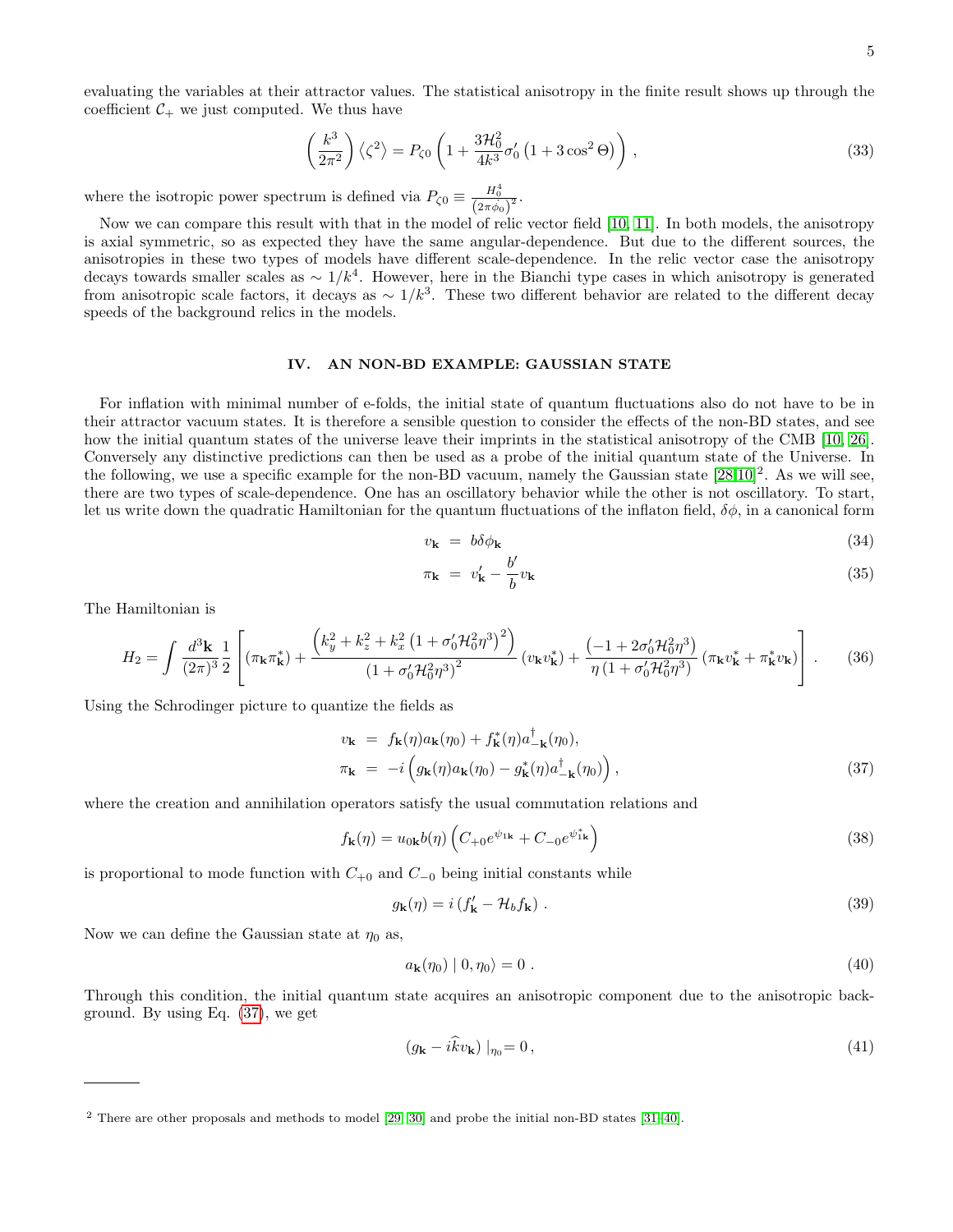evaluating the variables at their attractor values. The statistical anisotropy in the finite result shows up through the coefficient $\mathcal{C}_+$ we just computed. We thus have

$$\left(\frac{k^3}{2\pi^2}\right)\left\langle\zeta^2\right\rangle = P_{\zeta 0}\left(1+\frac{3\mathcal{H}_0^2}{4k^3}\sigma_0'\left(1+3\cos^2\Theta\right)\right), \tag{33}$$

where the isotropic power spectrum is defined via $P_{\zeta 0} \equiv \frac{H_0^4}{\left(2\pi\dot{\phi}_0\right)^2}$.

Now we can compare this result with that in the model of relic vector field [10, 11]. In both models, the anisotropy is axial symmetric, so as expected they have the same angular-dependence. But due to the different sources, the anisotropies in these two types of models have different scale-dependence. In the relic vector case the anisotropy decays towards smaller scales as $\sim 1/k^4$. However, here in the Bianchi type cases in which anisotropy is generated from anisotropic scale factors, it decays as $\sim 1/k^3$. These two different behavior are related to the different decay speeds of the background relics in the models.

## IV. AN NON-BD EXAMPLE: GAUSSIAN STATE

For inflation with minimal number of e-folds, the initial state of quantum fluctuations also do not have to be in their attractor vacuum states. It is therefore a sensible question to consider the effects of the non-BD states, and see how the initial quantum states of the universe leave their imprints in the statistical anisotropy of the CMB [10, 26]. Conversely any distinctive predictions can then be used as a probe of the initial quantum state of the Universe. In the following, we use a specific example for the non-BD vacuum, namely the Gaussian state [28,10][2]. As we will see, there are two types of scale-dependence. One has an oscillatory behavior while the other is not oscillatory. To start, let us write down the quadratic Hamiltonian for the quantum fluctuations of the inflaton field, $\delta\phi$, in a canonical form

$$v_{\mathbf{k}} = b\delta\phi_{\mathbf{k}} \tag{34}$$

$$\pi_{\mathbf{k}} = v_{\mathbf{k}}' - \frac{b'}{b}v_{\mathbf{k}} \tag{35}$$

The Hamiltonian is

$$H_2 = \int\frac{d^3\mathbf{k}}{(2\pi)^3}\frac{1}{2}\left[(\pi_{\mathbf{k}}\pi_{\mathbf{k}}^*) + \frac{\left(k_y^2+k_z^2+k_x^2\left(1+\sigma_0'\mathcal{H}_0^2\eta^3\right)^2\right)}{\left(1+\sigma_0'\mathcal{H}_0^2\eta^3\right)^2}(v_{\mathbf{k}}v_{\mathbf{k}}^*) + \frac{\left(-1+2\sigma_0'\mathcal{H}_0^2\eta^3\right)}{\eta\left(1+\sigma_0'\mathcal{H}_0^2\eta^3\right)}\left(\pi_{\mathbf{k}}v_{\mathbf{k}}^* + \pi_{\mathbf{k}}^*v_{\mathbf{k}}\right)\right]. \tag{36}$$

Using the Schrodinger picture to quantize the fields as

$$\begin{aligned} v_{\mathbf{k}} &= f_{\mathbf{k}}(\eta)a_{\mathbf{k}}(\eta_0) + f_{\mathbf{k}}^*(\eta)a_{-\mathbf{k}}^\dagger(\eta_0), \\ \pi_{\mathbf{k}} &= -i\left(g_{\mathbf{k}}(\eta)a_{\mathbf{k}}(\eta_0) - g_{\mathbf{k}}^*(\eta)a_{-\mathbf{k}}^\dagger(\eta_0)\right), \end{aligned} \tag{37}$$

where the creation and annihilation operators satisfy the usual commutation relations and

$$f_{\mathbf{k}}(\eta) = u_{0\mathbf{k}}b(\eta)\left(C_{+0}e^{\psi_{1\mathbf{k}}} + C_{-0}e^{\psi_{1\mathbf{k}}^*}\right) \tag{38}$$

is proportional to mode function with $C_{+0}$ and $C_{-0}$ being initial constants while

$$g_{\mathbf{k}}(\eta) = i\left(f_{\mathbf{k}}' - \mathcal{H}_b f_{\mathbf{k}}\right). \tag{39}$$

Now we can define the Gaussian state at $\eta_0$ as,

$$a_{\mathbf{k}}(\eta_0)\mid 0,\eta_0\rangle = 0\,. \tag{40}$$

Through this condition, the initial quantum state acquires an anisotropic component due to the anisotropic background. By using Eq. (37), we get

$$\left(g_{\mathbf{k}} - i\widehat{k}v_{\mathbf{k}}\right)|_{\eta_0} = 0\,, \tag{41}$$

[2] There are other proposals and methods to model [29, 30] and probe the initial non-BD states [31–40].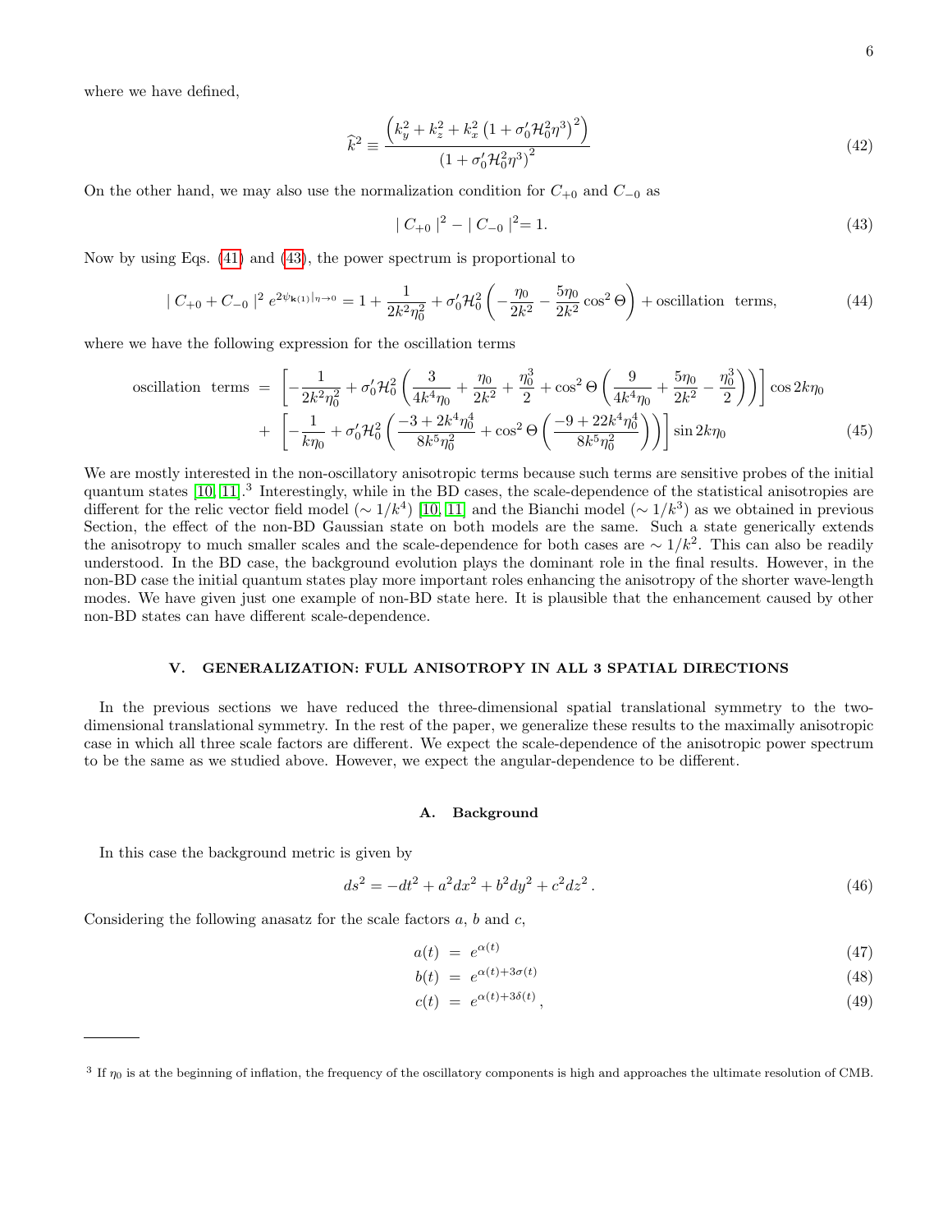where we have defined,

$$
\widehat{k}^2 \equiv \frac{\left(k_y^2 + k_z^2 + k_x^2 \left(1 + \sigma_0' \mathcal{H}_0^2 \eta^3\right)^2\right)}{\left(1 + \sigma_0' \mathcal{H}_0^2 \eta^3\right)^2} \tag{42}
$$

On the other hand, we may also use the normalization condition for $C_{+0}$ and $C_{-0}$ as

$$
\mid C_{+0} \mid^2 - \mid C_{-0} \mid^2 = 1. \tag{43}
$$

Now by using Eqs. (41) and (43), the power spectrum is proportional to

$$
\mid C_{+0} + C_{-0} \mid^2 e^{2\psi_{\mathbf{k}(1)}|_{\eta\to 0}} = 1 + \frac{1}{2k^2\eta_0^2} + \sigma_0' \mathcal{H}_0^2 \left(-\frac{\eta_0}{2k^2} - \frac{5\eta_0}{2k^2}\cos^2\Theta\right) + \text{oscillation terms}, \tag{44}
$$

where we have the following expression for the oscillation terms

$$
\begin{aligned}
\text{oscillation terms} &= \left[-\frac{1}{2k^2\eta_0^2} + \sigma_0' \mathcal{H}_0^2 \left(\frac{3}{4k^4\eta_0} + \frac{\eta_0}{2k^2} + \frac{\eta_0^3}{2} + \cos^2\Theta\left(\frac{9}{4k^4\eta_0} + \frac{5\eta_0}{2k^2} - \frac{\eta_0^3}{2}\right)\right)\right]\cos 2k\eta_0 \\
&+ \left[-\frac{1}{k\eta_0} + \sigma_0' \mathcal{H}_0^2 \left(\frac{-3 + 2k^4\eta_0^4}{8k^5\eta_0^2} + \cos^2\Theta\left(\frac{-9 + 22k^4\eta_0^4}{8k^5\eta_0^2}\right)\right)\right]\sin 2k\eta_0
\end{aligned} \tag{45}
$$

We are mostly interested in the non-oscillatory anisotropic terms because such terms are sensitive probes of the initial quantum states [10, 11].[3] Interestingly, while in the BD cases, the scale-dependence of the statistical anisotropies are different for the relic vector field model ($\sim 1/k^4$) [10, 11] and the Bianchi model ($\sim 1/k^3$) as we obtained in previous Section, the effect of the non-BD Gaussian state on both models are the same. Such a state generically extends the anisotropy to much smaller scales and the scale-dependence for both cases are $\sim 1/k^2$. This can also be readily understood. In the BD case, the background evolution plays the dominant role in the final results. However, in the non-BD case the initial quantum states play more important roles enhancing the anisotropy of the shorter wave-length modes. We have given just one example of non-BD state here. It is plausible that the enhancement caused by other non-BD states can have different scale-dependence.

## V. GENERALIZATION: FULL ANISOTROPY IN ALL 3 SPATIAL DIRECTIONS

In the previous sections we have reduced the three-dimensional spatial translational symmetry to the two-dimensional translational symmetry. In the rest of the paper, we generalize these results to the maximally anisotropic case in which all three scale factors are different. We expect the scale-dependence of the anisotropic power spectrum to be the same as we studied above. However, we expect the angular-dependence to be different.

### A. Background

In this case the background metric is given by

$$
ds^2 = -dt^2 + a^2 dx^2 + b^2 dy^2 + c^2 dz^2 \,. \tag{46}
$$

Considering the following anasatz for the scale factors $a$, $b$ and $c$,

$$
\begin{aligned}
a(t) &= e^{\alpha(t)} &(47)\\
b(t) &= e^{\alpha(t)+3\sigma(t)} &(48)\\
c(t) &= e^{\alpha(t)+3\delta(t)}\,, &(49)
\end{aligned}
$$

[3] If $\eta_0$ is at the beginning of inflation, the frequency of the oscillatory components is high and approaches the ultimate resolution of CMB.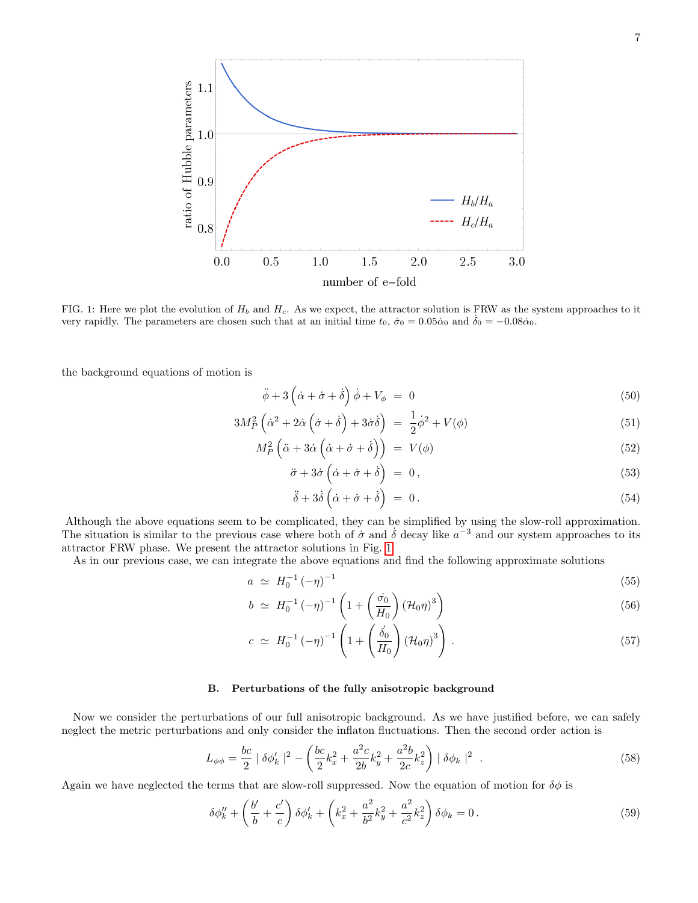ratio of Hubble parameters

1.1

1.0

0.9

0.8

0.0 0.5 1.0 1.5 2.0 2.5 3.0

number of e−fold

$H_b/H_a$

$H_c/H_a$

FIG. 1: Here we plot the evolution of $H_b$ and $H_c$. As we expect, the attractor solution is FRW as the system approaches to it very rapidly. The parameters are chosen such that at an initial time $t_0$, $\dot{\sigma}_0 = 0.05\dot{\alpha}_0$ and $\dot{\delta}_0 = -0.08\dot{\alpha}_0$.

the background equations of motion is

$$
\ddot{\phi} + 3\left(\dot{\alpha} + \dot{\sigma} + \dot{\delta}\right)\dot{\phi} + V_\phi \;=\; 0 \tag{50}
$$

$$
3M_P^2\left(\dot{\alpha}^2 + 2\dot{\alpha}\left(\dot{\sigma} + \dot{\delta}\right) + 3\dot{\sigma}\dot{\delta}\right) \;=\; \frac{1}{2}\dot{\phi}^2 + V(\phi) \tag{51}
$$

$$
M_P^2\left(\ddot{\alpha} + 3\dot{\alpha}\left(\dot{\alpha} + \dot{\sigma} + \dot{\delta}\right)\right) \;=\; V(\phi) \tag{52}
$$

$$
\ddot{\sigma} + 3\dot{\sigma}\left(\dot{\alpha} + \dot{\sigma} + \dot{\delta}\right) \;=\; 0\,, \tag{53}
$$

$$
\ddot{\delta} + 3\dot{\delta}\left(\dot{\alpha} + \dot{\sigma} + \dot{\delta}\right) \;=\; 0\,. \tag{54}
$$

Although the above equations seem to be complicated, they can be simplified by using the slow-roll approximation. The situation is similar to the previous case where both of $\dot{\sigma}$ and $\dot{\delta}$ decay like $a^{-3}$ and our system approaches to its attractor FRW phase. We present the attractor solutions in Fig. 1.

As in our previous case, we can integrate the above equations and find the following approximate solutions

$$
a \;\simeq\; H_0^{-1}\,(-\eta)^{-1} \tag{55}
$$

$$
b \;\simeq\; H_0^{-1}\,(-\eta)^{-1}\left(1 + \left(\frac{\dot{\sigma}_0}{H_0}\right)(\mathcal{H}_0\eta)^3\right) \tag{56}
$$

$$
c \;\simeq\; H_0^{-1}\,(-\eta)^{-1}\left(1 + \left(\frac{\dot{\delta}_0}{H_0}\right)(\mathcal{H}_0\eta)^3\right)\,. \tag{57}
$$

### B. Perturbations of the fully anisotropic background

Now we consider the perturbations of our full anisotropic background. As we have justified before, we can safely neglect the metric perturbations and only consider the inflaton fluctuations. Then the second order action is

$$
L_{\phi\phi} = \frac{bc}{2}\mid \delta\phi_k' \mid^2 - \left(\frac{bc}{2}k_x^2 + \frac{a^2c}{2b}k_y^2 + \frac{a^2b}{2c}k_z^2\right)\mid \delta\phi_k \mid^2 \;\;. \tag{58}
$$

Again we have neglected the terms that are slow-roll suppressed. Now the equation of motion for $\delta\phi$ is

$$
\delta\phi_k'' + \left(\frac{b'}{b} + \frac{c'}{c}\right)\delta\phi_k' + \left(k_x^2 + \frac{a^2}{b^2}k_y^2 + \frac{a^2}{c^2}k_z^2\right)\delta\phi_k = 0\,. \tag{59}
$$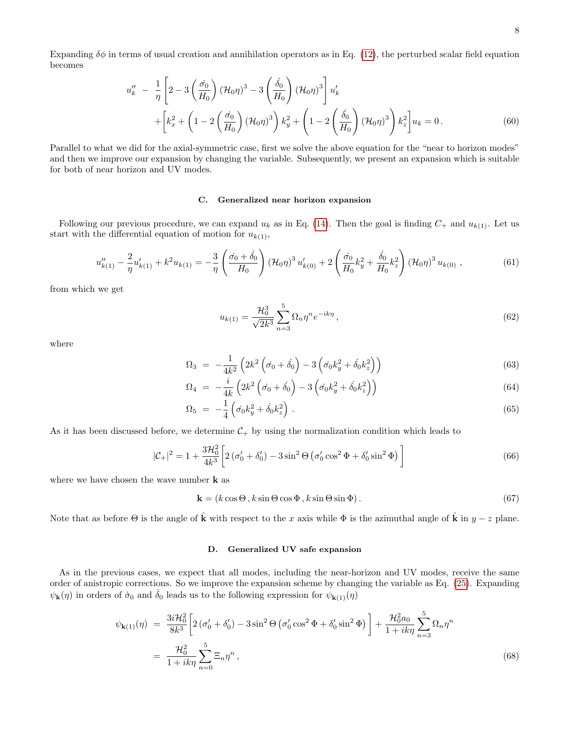Expanding $\delta\phi$ in terms of usual creation and annihilation operators as in Eq. (12), the perturbed scalar field equation becomes

$$
\begin{aligned}
u_k'' \;-\; & \frac{1}{\eta}\left[2 - 3\left(\frac{\dot{\sigma}_0}{H_0}\right)(\mathcal{H}_0\eta)^3 - 3\left(\frac{\dot{\delta}_0}{H_0}\right)(\mathcal{H}_0\eta)^3\right]u_k' \\
& + \left[k_x^2 + \left(1 - 2\left(\frac{\dot{\sigma}_0}{H_0}\right)(\mathcal{H}_0\eta)^3\right)k_y^2 + \left(1 - 2\left(\frac{\dot{\delta}_0}{H_0}\right)(\mathcal{H}_0\eta)^3\right)k_z^2\right]u_k = 0\,. \qquad (60)
\end{aligned}
$$

Parallel to what we did for the axial-symmetric case, first we solve the above equation for the "near to horizon modes" and then we improve our expansion by changing the variable. Subsequently, we present an expansion which is suitable for both of near horizon and UV modes.

### C. Generalized near horizon expansion

Following our previous procedure, we can expand $u_k$ as in Eq. (14). Then the goal is finding $C_+$ and $u_{k(1)}$. Let us start with the differential equation of motion for $u_{k(1)}$,

$$
u_{k(1)}'' - \frac{2}{\eta}u_{k(1)}' + k^2 u_{k(1)} = -\frac{3}{\eta}\left(\frac{\dot{\sigma}_0 + \dot{\delta}_0}{H_0}\right)(\mathcal{H}_0\eta)^3\, u_{k(0)}' + 2\left(\frac{\dot{\sigma}_0}{H_0}k_y^2 + \frac{\dot{\delta}_0}{H_0}k_z^2\right)(\mathcal{H}_0\eta)^3\, u_{k(0)}\,, \qquad (61)
$$

from which we get

$$
u_{k(1)} = \frac{\mathcal{H}_0^3}{\sqrt{2k^3}}\sum_{n=3}^{5}\Omega_n \eta^n e^{-ik\eta}\,, \qquad (62)
$$

where

$$
\begin{aligned}
\Omega_3 &= -\frac{1}{4k^2}\left(2k^2\left(\dot{\sigma}_0 + \dot{\delta}_0\right) - 3\left(\dot{\sigma}_0 k_y^2 + \dot{\delta}_0 k_z^2\right)\right) \qquad (63)\\
\Omega_4 &= -\frac{i}{4k}\left(2k^2\left(\dot{\sigma}_0 + \dot{\delta}_0\right) - 3\left(\dot{\sigma}_0 k_y^2 + \dot{\delta}_0 k_z^2\right)\right) \qquad (64)\\
\Omega_5 &= -\frac{1}{4}\left(\dot{\sigma}_0 k_y^2 + \dot{\delta}_0 k_z^2\right)\,. \qquad (65)
\end{aligned}
$$

As it has been discussed before, we determine $\mathcal{C}_+$ by using the normalization condition which leads to

$$
|\mathcal{C}_+|^2 = 1 + \frac{3\mathcal{H}_0^2}{4k^3}\left[2\left(\sigma_0' + \delta_0'\right) - 3\sin^2\Theta\left(\sigma_0'\cos^2\Phi + \delta_0'\sin^2\Phi\right)\right] \qquad (66)
$$

where we have chosen the wave number $\mathbf{k}$ as

$$
\mathbf{k} = (k\cos\Theta\,, k\sin\Theta\cos\Phi\,, k\sin\Theta\sin\Phi)\,. \qquad (67)
$$

Note that as before $\Theta$ is the angle of $\hat{\mathbf{k}}$ with respect to the $x$ axis while $\Phi$ is the azimuthal angle of $\hat{\mathbf{k}}$ in $y-z$ plane.

### D. Generalized UV safe expansion

As in the previous cases, we expect that all modes, including the near-horizon and UV modes, receive the same order of anistropic corrections. So we improve the expansion scheme by changing the variable as Eq. (25). Expanding $\psi_{\mathbf{k}}(\eta)$ in orders of $\dot{\sigma}_0$ and $\dot{\delta}_0$ leads us to the following expression for $\psi_{\mathbf{k}(1)}(\eta)$

$$
\begin{aligned}
\psi_{\mathbf{k}(1)}(\eta) &= \frac{3i\mathcal{H}_0^2}{8k^3}\left[2\left(\sigma_0' + \delta_0'\right) - 3\sin^2\Theta\left(\sigma_0'\cos^2\Phi + \delta_0'\sin^2\Phi\right)\right] + \frac{\mathcal{H}_0^2 a_0}{1 + ik\eta}\sum_{n=3}^{5}\Omega_n\eta^n \\
&= \frac{\mathcal{H}_0^2}{1 + ik\eta}\sum_{n=0}^{5}\Xi_n\eta^n\,, \qquad (68)
\end{aligned}
$$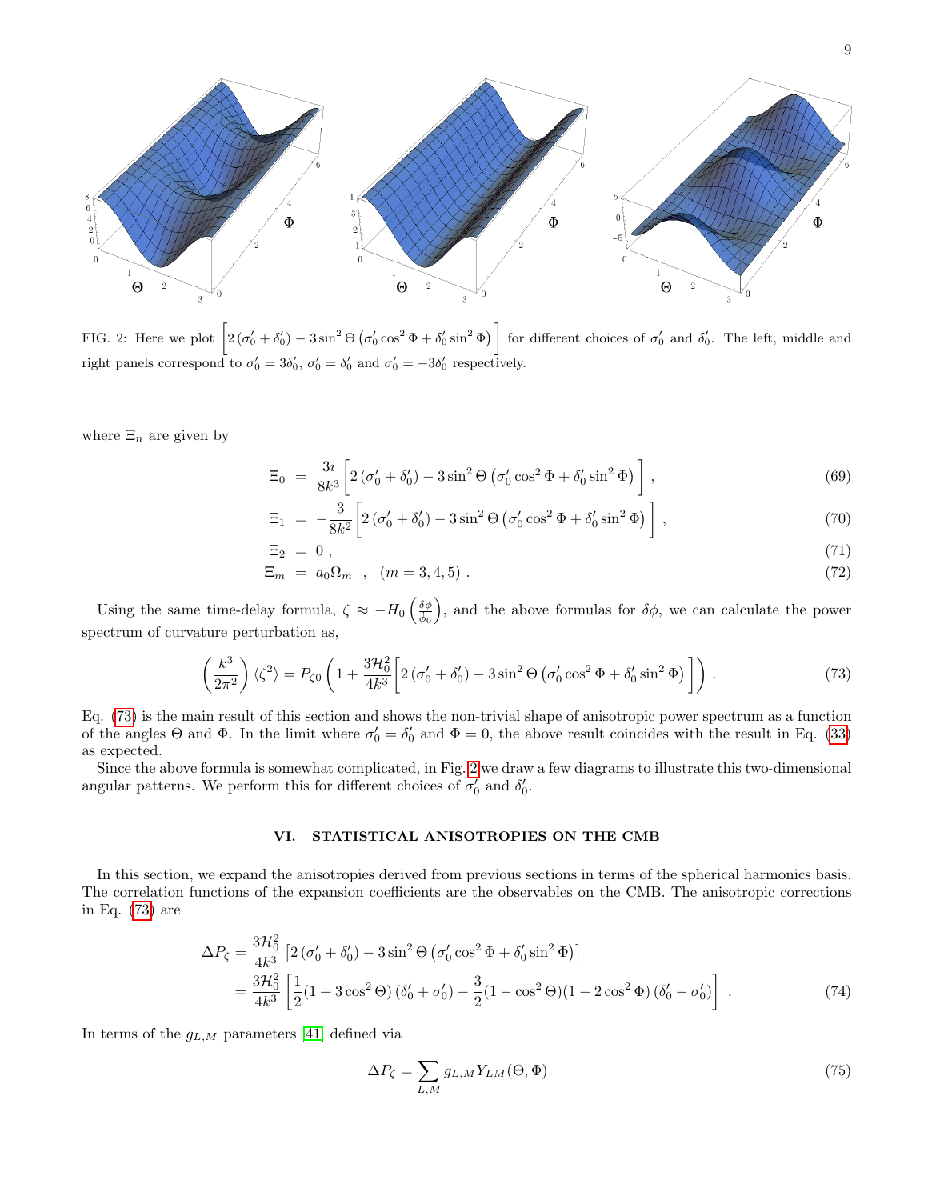FIG. 2: Here we plot $\left[2\left(\sigma_0' + \delta_0'\right) - 3\sin^2\Theta\left(\sigma_0'\cos^2\Phi + \delta_0'\sin^2\Phi\right)\right]$ for different choices of $\sigma_0'$ and $\delta_0'$. The left, middle and right panels correspond to $\sigma_0' = 3\delta_0'$, $\sigma_0' = \delta_0'$ and $\sigma_0' = -3\delta_0'$ respectively.

where $\Xi_n$ are given by

$$
\begin{aligned}
\Xi_0 &= \frac{3i}{8k^3}\left[2\left(\sigma_0' + \delta_0'\right) - 3\sin^2\Theta\left(\sigma_0'\cos^2\Phi + \delta_0'\sin^2\Phi\right)\right] , && (69)\\
\Xi_1 &= -\frac{3}{8k^2}\left[2\left(\sigma_0' + \delta_0'\right) - 3\sin^2\Theta\left(\sigma_0'\cos^2\Phi + \delta_0'\sin^2\Phi\right)\right] , && (70)\\
\Xi_2 &= 0 , && (71)\\
\Xi_m &= a_0\Omega_m \quad , \quad (m = 3, 4, 5) . && (72)
\end{aligned}
$$

Using the same time-delay formula, $\zeta \approx -H_0\left(\frac{\delta\phi}{\dot\phi_0}\right)$, and the above formulas for $\delta\phi$, we can calculate the power spectrum of curvature perturbation as,

$$
\left(\frac{k^3}{2\pi^2}\right)\langle\zeta^2\rangle = P_{\zeta 0}\left(1 + \frac{3\mathcal{H}_0^2}{4k^3}\left[2\left(\sigma_0' + \delta_0'\right) - 3\sin^2\Theta\left(\sigma_0'\cos^2\Phi + \delta_0'\sin^2\Phi\right)\right]\right) . \tag{73}
$$

Eq. (73) is the main result of this section and shows the non-trivial shape of anisotropic power spectrum as a function of the angles $\Theta$ and $\Phi$. In the limit where $\sigma_0' = \delta_0'$ and $\Phi = 0$, the above result coincides with the result in Eq. (33) as expected.

Since the above formula is somewhat complicated, in Fig. 2 we draw a few diagrams to illustrate this two-dimensional angular patterns. We perform this for different choices of $\sigma_0'$ and $\delta_0'$.

## VI. STATISTICAL ANISOTROPIES ON THE CMB

In this section, we expand the anisotropies derived from previous sections in terms of the spherical harmonics basis. The correlation functions of the expansion coefficients are the observables on the CMB. The anisotropic corrections in Eq. (73) are

$$
\begin{aligned}
\Delta P_\zeta &= \frac{3\mathcal{H}_0^2}{4k^3}\left[2\left(\sigma_0' + \delta_0'\right) - 3\sin^2\Theta\left(\sigma_0'\cos^2\Phi + \delta_0'\sin^2\Phi\right)\right] \\
&= \frac{3\mathcal{H}_0^2}{4k^3}\left[\frac{1}{2}(1 + 3\cos^2\Theta)\left(\delta_0' + \sigma_0'\right) - \frac{3}{2}(1 - \cos^2\Theta)(1 - 2\cos^2\Phi)\left(\delta_0' - \sigma_0'\right)\right] .
\end{aligned} \tag{74}
$$

In terms of the $g_{L,M}$ parameters [41] defined via

$$
\Delta P_\zeta = \sum_{L,M} g_{L,M} Y_{LM}(\Theta, \Phi) \tag{75}
$$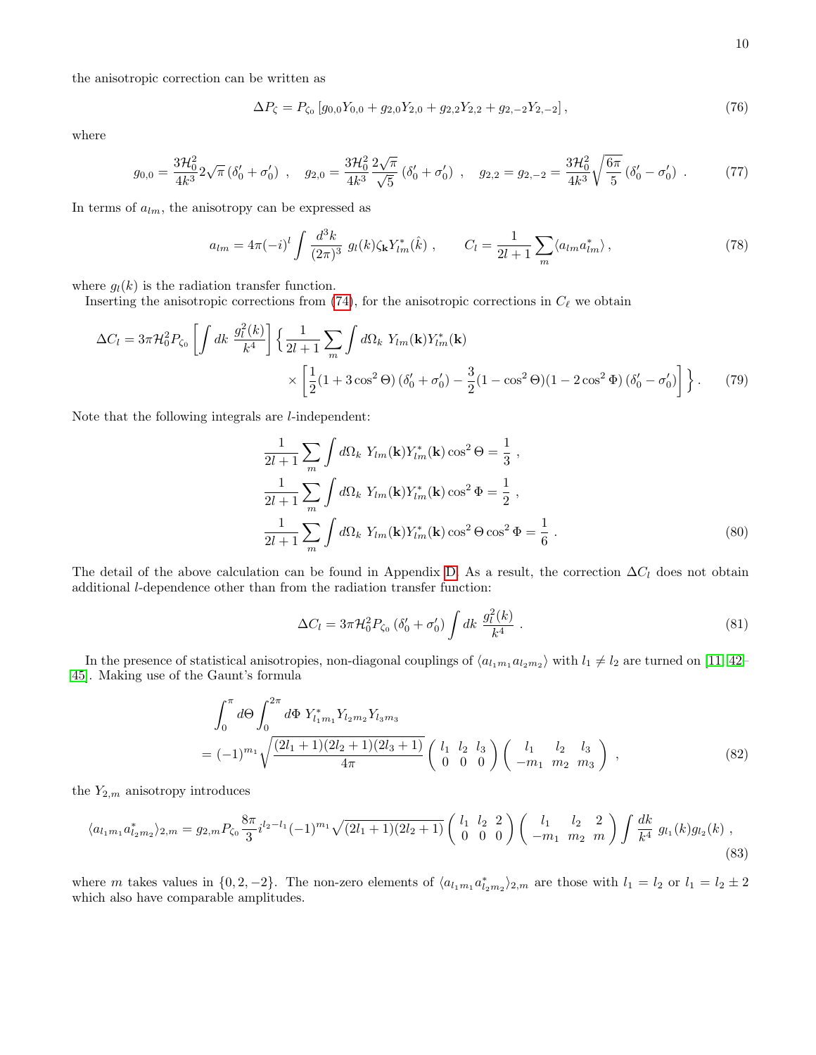the anisotropic correction can be written as

$$
\Delta P_\zeta = P_{\zeta_0}\left[g_{0,0}Y_{0,0} + g_{2,0}Y_{2,0} + g_{2,2}Y_{2,2} + g_{2,-2}Y_{2,-2}\right], \tag{76}
$$

where

$$
g_{0,0} = \frac{3\mathcal{H}_0^2}{4k^3}2\sqrt{\pi}\left(\delta_0' + \sigma_0'\right)\ , \quad g_{2,0} = \frac{3\mathcal{H}_0^2}{4k^3}\frac{2\sqrt{\pi}}{\sqrt{5}}\left(\delta_0' + \sigma_0'\right)\ , \quad g_{2,2} = g_{2,-2} = \frac{3\mathcal{H}_0^2}{4k^3}\sqrt{\frac{6\pi}{5}}\left(\delta_0' - \sigma_0'\right)\ . \tag{77}
$$

In terms of $a_{lm}$, the anisotropy can be expressed as

$$
a_{lm} = 4\pi(-i)^l \int \frac{d^3k}{(2\pi)^3}\, g_l(k)\zeta_{\mathbf{k}} Y^*_{lm}(\hat{k})\ , \qquad C_l = \frac{1}{2l+1}\sum_m \langle a_{lm}a^*_{lm}\rangle\ , \tag{78}
$$

where $g_l(k)$ is the radiation transfer function.

Inserting the anisotropic corrections from (74), for the anisotropic corrections in $C_\ell$ we obtain

$$
\begin{aligned}
\Delta C_l = 3\pi\mathcal{H}_0^2 P_{\zeta_0}\left[\int dk\ \frac{g_l^2(k)}{k^4}\right]\Big\{&\frac{1}{2l+1}\sum_m \int d\Omega_k\ Y_{lm}(\mathbf{k})Y^*_{lm}(\mathbf{k}) \\
&\times\left[\frac{1}{2}(1+3\cos^2\Theta)\left(\delta_0'+\sigma_0'\right) - \frac{3}{2}(1-\cos^2\Theta)(1-2\cos^2\Phi)\left(\delta_0'-\sigma_0'\right)\right]\Big\}.
\end{aligned} \tag{79}
$$

Note that the following integrals are $l$-independent:

$$
\begin{aligned}
\frac{1}{2l+1}\sum_m \int d\Omega_k\ Y_{lm}(\mathbf{k})Y^*_{lm}(\mathbf{k})\cos^2\Theta &= \frac{1}{3}\ , \\
\frac{1}{2l+1}\sum_m \int d\Omega_k\ Y_{lm}(\mathbf{k})Y^*_{lm}(\mathbf{k})\cos^2\Phi &= \frac{1}{2}\ , \\
\frac{1}{2l+1}\sum_m \int d\Omega_k\ Y_{lm}(\mathbf{k})Y^*_{lm}(\mathbf{k})\cos^2\Theta\cos^2\Phi &= \frac{1}{6}\ .
\end{aligned} \tag{80}
$$

The detail of the above calculation can be found in Appendix D. As a result, the correction $\Delta C_l$ does not obtain additional $l$-dependence other than from the radiation transfer function:

$$
\Delta C_l = 3\pi\mathcal{H}_0^2 P_{\zeta_0}\left(\delta_0'+\sigma_0'\right)\int dk\ \frac{g_l^2(k)}{k^4}\ . \tag{81}
$$

In the presence of statistical anisotropies, non-diagonal couplings of $\langle a_{l_1m_1}a_{l_2m_2}\rangle$ with $l_1 \neq l_2$ are turned on [11, 42–45]. Making use of the Gaunt's formula

$$
\begin{aligned}
&\int_0^\pi d\Theta \int_0^{2\pi} d\Phi\ Y^*_{l_1m_1}Y_{l_2m_2}Y_{l_3m_3} \\
&= (-1)^{m_1}\sqrt{\frac{(2l_1+1)(2l_2+1)(2l_3+1)}{4\pi}}\begin{pmatrix} l_1 & l_2 & l_3 \\ 0 & 0 & 0 \end{pmatrix}\begin{pmatrix} l_1 & l_2 & l_3 \\ -m_1 & m_2 & m_3 \end{pmatrix}\ ,
\end{aligned} \tag{82}
$$

the $Y_{2,m}$ anisotropy introduces

$$
\langle a_{l_1m_1}a^*_{l_2m_2}\rangle_{2,m} = g_{2,m}P_{\zeta_0}\frac{8\pi}{3}i^{l_2-l_1}(-1)^{m_1}\sqrt{(2l_1+1)(2l_2+1)}\begin{pmatrix} l_1 & l_2 & 2 \\ 0 & 0 & 0 \end{pmatrix}\begin{pmatrix} l_1 & l_2 & 2 \\ -m_1 & m_2 & m \end{pmatrix}\int \frac{dk}{k^4}\ g_{l_1}(k)g_{l_2}(k)\ , \tag{83}
$$

where $m$ takes values in $\{0, 2, -2\}$. The non-zero elements of $\langle a_{l_1m_1}a^*_{l_2m_2}\rangle_{2,m}$ are those with $l_1 = l_2$ or $l_1 = l_2 \pm 2$ which also have comparable amplitudes.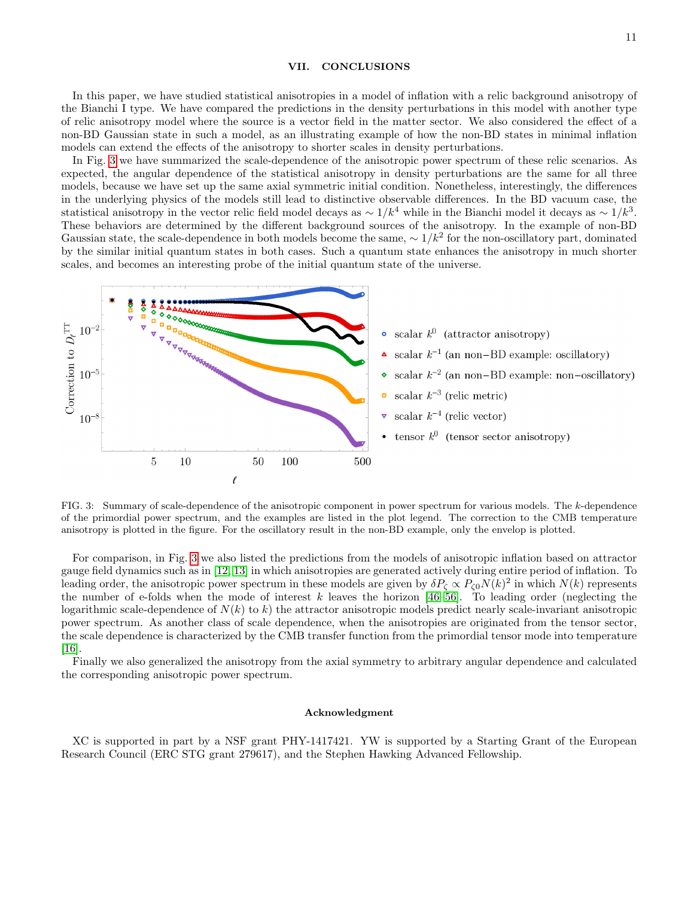## VII. CONCLUSIONS

In this paper, we have studied statistical anisotropies in a model of inflation with a relic background anisotropy of the Bianchi I type. We have compared the predictions in the density perturbations in this model with another type of relic anisotropy model where the source is a vector field in the matter sector. We also considered the effect of a non-BD Gaussian state in such a model, as an illustrating example of how the non-BD states in minimal inflation models can extend the effects of the anisotropy to shorter scales in density perturbations.

In Fig. 3 we have summarized the scale-dependence of the anisotropic power spectrum of these relic scenarios. As expected, the angular dependence of the statistical anisotropy in density perturbations are the same for all three models, because we have set up the same axial symmetric initial condition. Nonetheless, interestingly, the differences in the underlying physics of the models still lead to distinctive observable differences. In the BD vacuum case, the statistical anisotropy in the vector relic field model decays as $\sim 1/k^4$ while in the Bianchi model it decays as $\sim 1/k^3$. These behaviors are determined by the different background sources of the anisotropy. In the example of non-BD Gaussian state, the scale-dependence in both models become the same, $\sim 1/k^2$ for the non-oscillatory part, dominated by the similar initial quantum states in both cases. Such a quantum state enhances the anisotropy in much shorter scales, and becomes an interesting probe of the initial quantum state of the universe.

Correction to $D_\ell^{TT}$

$10^{-2}$

$10^{-5}$

$10^{-8}$

5 10 50 100 500

$\ell$

scalar $k^0$ (attractor anisotropy)

scalar $k^{-1}$ (an non−BD example: oscillatory)

scalar $k^{-2}$ (an non−BD example: non−oscillatory)

scalar $k^{-3}$ (relic metric)

scalar $k^{-4}$ (relic vector)

tensor $k^0$ (tensor sector anisotropy)

FIG. 3: Summary of scale-dependence of the anisotropic component in power spectrum for various models. The $k$-dependence of the primordial power spectrum, and the examples are listed in the plot legend. The correction to the CMB temperature anisotropy is plotted in the figure. For the oscillatory result in the non-BD example, only the envelop is plotted.

For comparison, in Fig. 3 we also listed the predictions from the models of anisotropic inflation based on attractor gauge field dynamics such as in [12, 13] in which anisotropies are generated actively during entire period of inflation. To leading order, the anisotropic power spectrum in these models are given by $\delta P_\zeta \propto P_{\zeta 0} N(k)^2$ in which $N(k)$ represents the number of e-folds when the mode of interest $k$ leaves the horizon [46–56]. To leading order (neglecting the logarithmic scale-dependence of $N(k)$ to $k$) the attractor anisotropic models predict nearly scale-invariant anisotropic power spectrum. As another class of scale dependence, when the anisotropies are originated from the tensor sector, the scale dependence is characterized by the CMB transfer function from the primordial tensor mode into temperature [16].

Finally we also generalized the anisotropy from the axial symmetry to arbitrary angular dependence and calculated the corresponding anisotropic power spectrum.

### Acknowledgment

XC is supported in part by a NSF grant PHY-1417421. YW is supported by a Starting Grant of the European Research Council (ERC STG grant 279617), and the Stephen Hawking Advanced Fellowship.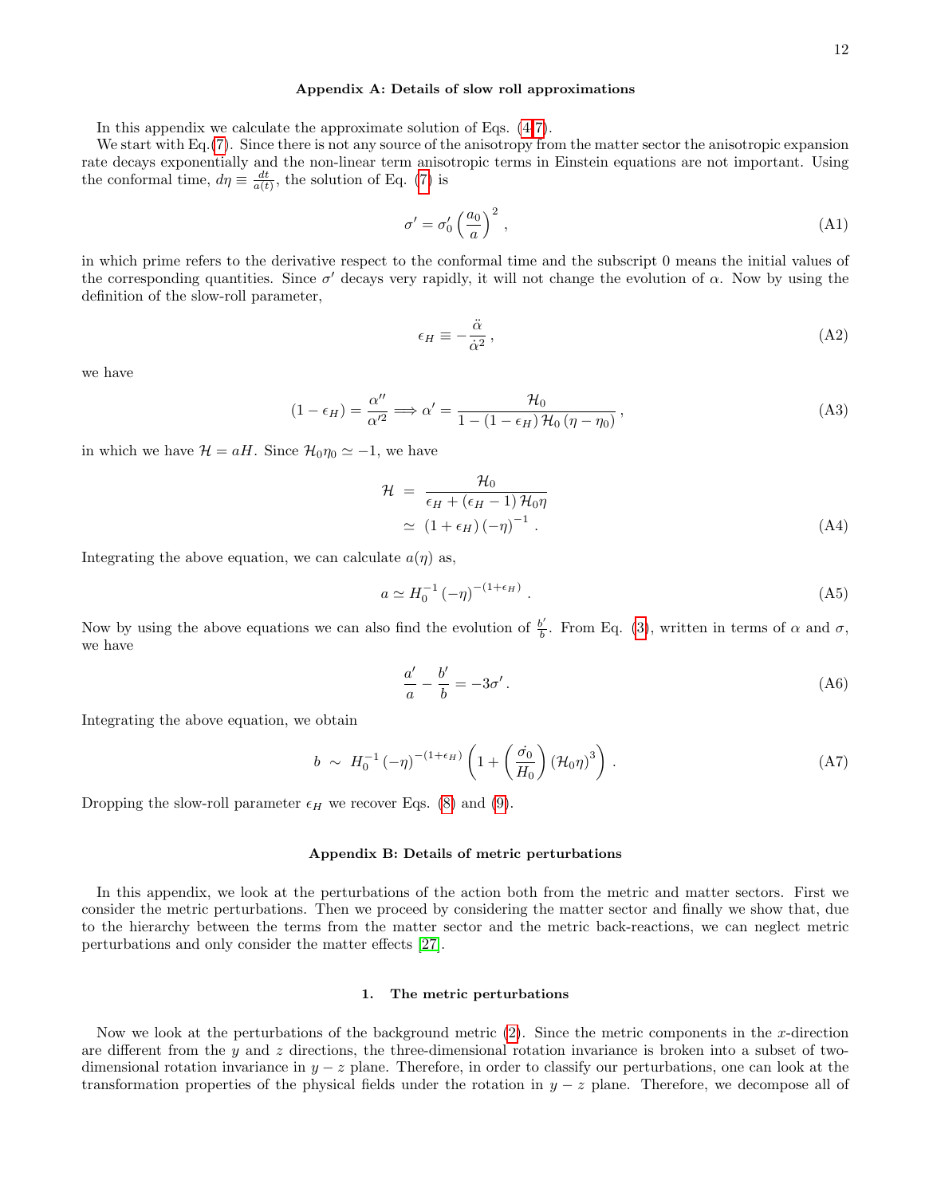## Appendix A: Details of slow roll approximations

In this appendix we calculate the approximate solution of Eqs. (4-7).

We start with Eq.(7). Since there is not any source of the anisotropy from the matter sector the anisotropic expansion rate decays exponentially and the non-linear term anisotropic terms in Einstein equations are not important. Using the conformal time, $d\eta \equiv \frac{dt}{a(t)}$, the solution of Eq. (7) is

$$\sigma' = \sigma_0' \left(\frac{a_0}{a}\right)^2 , \tag{A1}$$

in which prime refers to the derivative respect to the conformal time and the subscript 0 means the initial values of the corresponding quantities. Since $\sigma'$ decays very rapidly, it will not change the evolution of $\alpha$. Now by using the definition of the slow-roll parameter,

$$\epsilon_H \equiv -\frac{\ddot{\alpha}}{\dot{\alpha}^2} , \tag{A2}$$

we have

$$(1 - \epsilon_H) = \frac{\alpha''}{\alpha'^2} \Longrightarrow \alpha' = \frac{\mathcal{H}_0}{1 - (1 - \epsilon_H)\,\mathcal{H}_0\,(\eta - \eta_0)} , \tag{A3}$$

in which we have $\mathcal{H} = aH$. Since $\mathcal{H}_0\eta_0 \simeq -1$, we have

$$\begin{aligned}
\mathcal{H} &= \frac{\mathcal{H}_0}{\epsilon_H + (\epsilon_H - 1)\,\mathcal{H}_0\eta} \\
&\simeq (1 + \epsilon_H)\,(-\eta)^{-1} .
\end{aligned} \tag{A4}$$

Integrating the above equation, we can calculate $a(\eta)$ as,

$$a \simeq H_0^{-1}\,(-\eta)^{-(1+\epsilon_H)} . \tag{A5}$$

Now by using the above equations we can also find the evolution of $\frac{b'}{b}$. From Eq. (3), written in terms of $\alpha$ and $\sigma$, we have

$$\frac{a'}{a} - \frac{b'}{b} = -3\sigma' . \tag{A6}$$

Integrating the above equation, we obtain

$$b \sim H_0^{-1}\,(-\eta)^{-(1+\epsilon_H)} \left(1 + \left(\frac{\dot{\sigma_0}}{H_0}\right)(\mathcal{H}_0\eta)^3\right) . \tag{A7}$$

Dropping the slow-roll parameter $\epsilon_H$ we recover Eqs. (8) and (9).

## Appendix B: Details of metric perturbations

In this appendix, we look at the perturbations of the action both from the metric and matter sectors. First we consider the metric perturbations. Then we proceed by considering the matter sector and finally we show that, due to the hierarchy between the terms from the matter sector and the metric back-reactions, we can neglect metric perturbations and only consider the matter effects [27].

### 1. The metric perturbations

Now we look at the perturbations of the background metric (2). Since the metric components in the $x$-direction are different from the $y$ and $z$ directions, the three-dimensional rotation invariance is broken into a subset of two-dimensional rotation invariance in $y-z$ plane. Therefore, in order to classify our perturbations, one can look at the transformation properties of the physical fields under the rotation in $y-z$ plane. Therefore, we decompose all of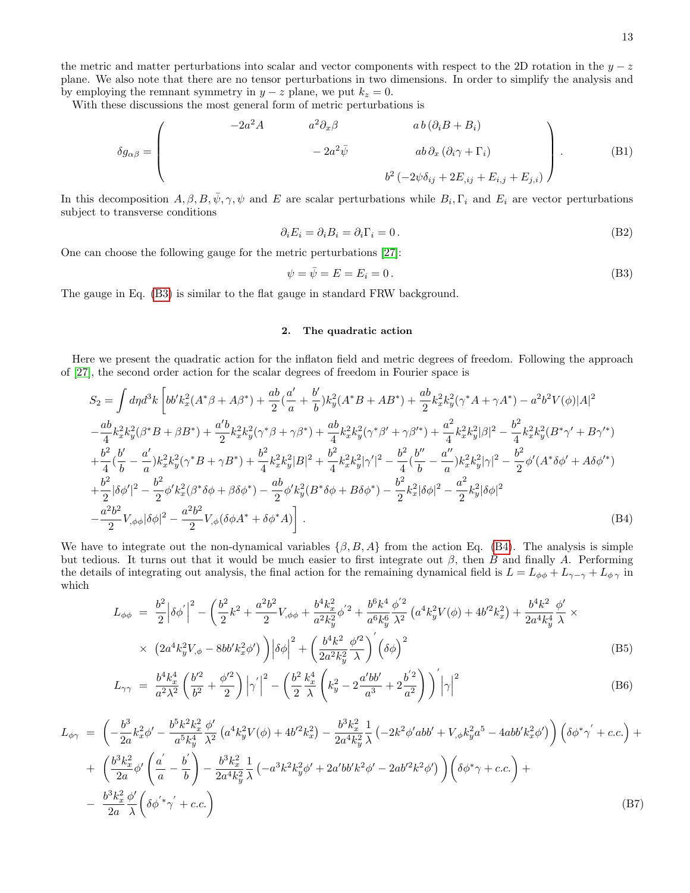the metric and matter perturbations into scalar and vector components with respect to the 2D rotation in the $y-z$ plane. We also note that there are no tensor perturbations in two dimensions. In order to simplify the analysis and by employing the remnant symmetry in $y-z$ plane, we put $k_z = 0$.

With these discussions the most general form of metric perturbations is

$$
\delta g_{\alpha\beta} = \begin{pmatrix} -2a^2 A & a^2 \partial_x \beta & a\, b\, (\partial_i B + B_i) \\ & -2a^2 \bar{\psi} & ab\, \partial_x\, (\partial_i \gamma + \Gamma_i) \\ & & b^2\left(-2\psi \delta_{ij} + 2E_{,ij} + E_{i,j} + E_{j,i}\right) \end{pmatrix} . \tag{B1}
$$

In this decomposition $A, \beta, B, \bar{\psi}, \gamma, \psi$ and $E$ are scalar perturbations while $B_i, \Gamma_i$ and $E_i$ are vector perturbations subject to transverse conditions

$$
\partial_i E_i = \partial_i B_i = \partial_i \Gamma_i = 0 . \tag{B2}
$$

One can choose the following gauge for the metric perturbations [27]:

$$
\psi = \bar{\psi} = E = E_i = 0 . \tag{B3}
$$

The gauge in Eq. (B3) is similar to the flat gauge in standard FRW background.

### 2. The quadratic action

Here we present the quadratic action for the inflaton field and metric degrees of freedom. Following the approach of [27], the second order action for the scalar degrees of freedom in Fourier space is

$$
\begin{aligned}
S_2 = \int d\eta d^3k \Big[ & b b' k_x^2 (A^*\beta + A\beta^*) + \frac{ab}{2}(\frac{a'}{a} + \frac{b'}{b}) k_y^2 (A^* B + A B^*) + \frac{ab}{2} k_x^2 k_y^2 (\gamma^* A + \gamma A^*) - a^2 b^2 V(\phi) |A|^2 \\
& - \frac{ab}{4} k_x^2 k_y^2 (\beta^* B + \beta B^*) + \frac{a' b}{2} k_x^2 k_y^2 (\gamma^* \beta + \gamma \beta^*) + \frac{ab}{4} k_x^2 k_y^2 (\gamma^* \beta' + \gamma \beta'^*) + \frac{a^2}{4} k_x^2 k_y^2 |\beta|^2 - \frac{b^2}{4} k_x^2 k_y^2 (B^* \gamma' + B \gamma'^*) \\
& + \frac{b^2}{4}(\frac{b'}{b} - \frac{a'}{a}) k_x^2 k_y^2 (\gamma^* B + \gamma B^*) + \frac{b^2}{4} k_x^2 k_y^2 |B|^2 + \frac{b^2}{4} k_x^2 k_y^2 |\gamma'|^2 - \frac{b^2}{4}(\frac{b''}{b} - \frac{a''}{a}) k_x^2 k_y^2 |\gamma|^2 - \frac{b^2}{2} \phi' (A^* \delta\phi' + A \delta\phi'^*) \\
& + \frac{b^2}{2} |\delta\phi'|^2 - \frac{b^2}{2} \phi' k_x^2 (\beta^* \delta\phi + \beta \delta\phi^*) - \frac{ab}{2} \phi' k_y^2 (B^* \delta\phi + B \delta\phi^*) - \frac{b^2}{2} k_x^2 |\delta\phi|^2 - \frac{a^2}{2} k_y^2 |\delta\phi|^2 \\
& - \frac{a^2 b^2}{2} V_{,\phi\phi} |\delta\phi|^2 - \frac{a^2 b^2}{2} V_{,\phi} (\delta\phi A^* + \delta\phi^* A) \Big] .
\end{aligned} \tag{B4}
$$

We have to integrate out the non-dynamical variables $\{\beta, B, A\}$ from the action Eq. (B4). The analysis is simple but tedious. It turns out that it would be much easier to first integrate out $\beta$, then $B$ and finally $A$. Performing the details of integrating out analysis, the final action for the remaining dynamical field is $L = L_{\phi\phi} + L_{\gamma-\gamma} + L_{\phi\,\gamma}$ in which

$$
\begin{aligned}
L_{\phi\phi} \;=\; & \frac{b^2}{2}\Big|\delta\phi'\Big|^2 - \left( \frac{b^2}{2}k^2 + \frac{a^2 b^2}{2} V_{,\phi\phi} + \frac{b^4 k_x^2}{a^2 k_y^2}\phi'^2 + \frac{b^6 k^4}{a^6 k_y^6}\frac{\phi'^2}{\lambda^2}\left(a^4 k_y^2 V(\phi) + 4b'^2 k_x^2\right) + \frac{b^4 k^2}{2a^4 k_y^4}\frac{\phi'}{\lambda} \times \right. \\
& \times \left. \left(2a^4 k_y^2 V_{,\phi} - 8 b b' k_x^2 \phi'\right) \right) \Big|\delta\phi\Big|^2 + \left( \frac{b^4 k^2}{2a^2 k_y^2} \frac{\phi'^2}{\lambda} \right)' \Big(\delta\phi\Big)^2
\end{aligned} \tag{B5}
$$

$$
L_{\gamma\gamma} \;=\; \frac{b^4 k_x^4}{a^2 \lambda^2}\left(\frac{b'^2}{b^2} + \frac{\phi'^2}{2}\right)\Big|\gamma'\Big|^2 - \left( \frac{b^2}{2}\frac{k_x^4}{\lambda}\left(k_y^2 - 2\frac{a' b b'}{a^3} + 2\frac{b'^2}{a^2}\right)\right)'\Big|\gamma\Big|^2 \tag{B6}
$$

$$
\begin{aligned}
L_{\phi\gamma} \;=\; & \left( -\frac{b^3}{2a} k_x^2 \phi' - \frac{b^5 k^2 k_x^2}{a^5 k_y^4}\frac{\phi'}{\lambda^2}\left(a^4 k_y^2 V(\phi) + 4b'^2 k_x^2\right) - \frac{b^3 k_x^2}{2a^4 k_y^2}\frac{1}{\lambda}\left(-2k^2 \phi' a b b' + V_{,\phi} k_y^2 a^5 - 4 a b b' k_x^2 \phi'\right) \right)\Big(\delta\phi^* \gamma' + c.c.\Big) + \\
& + \left( \frac{b^3 k_x^2}{2a}\phi'\left(\frac{a'}{a} - \frac{b'}{b}\right) - \frac{b^3 k_x^2}{2a^4 k_y^2}\frac{1}{\lambda}\left(-a^3 k^2 k_y^2 \phi' + 2a' b b' k^2 \phi' - 2ab'^2 k^2 \phi'\right) \right)\Big(\delta\phi^* \gamma + c.c.\Big) + \\
& - \frac{b^3 k_x^2}{2a}\frac{\phi'}{\lambda}\Big(\delta\phi'^* \gamma' + c.c.\Big)
\end{aligned} \tag{B7}
$$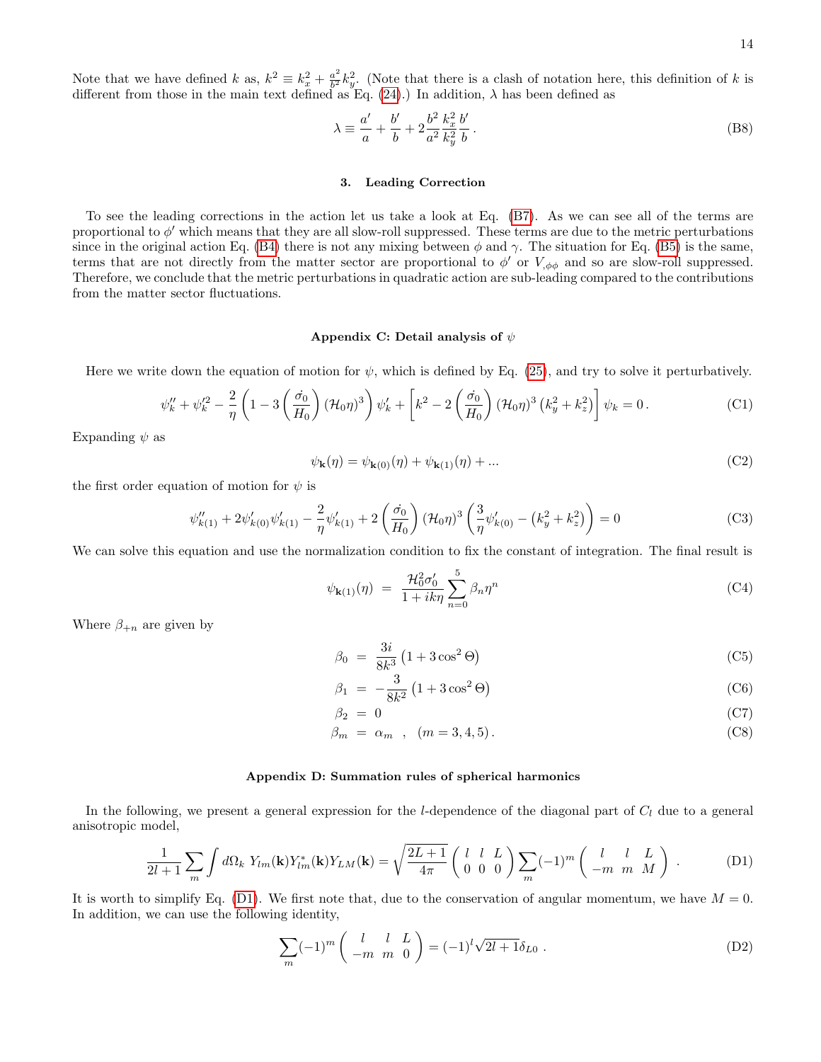Note that we have defined $k$ as, $k^2 \equiv k_x^2 + \frac{a^2}{b^2} k_y^2$. (Note that there is a clash of notation here, this definition of $k$ is different from those in the main text defined as Eq. (24).) In addition, $\lambda$ has been defined as

$$\lambda \equiv \frac{a'}{a} + \frac{b'}{b} + 2\frac{b^2}{a^2}\frac{k_x^2}{k_y^2}\frac{b'}{b} \,. \tag{B8}$$

### 3. Leading Correction

To see the leading corrections in the action let us take a look at Eq. (B7). As we can see all of the terms are proportional to $\phi'$ which means that they are all slow-roll suppressed. These terms are due to the metric perturbations since in the original action Eq. (B4) there is not any mixing between $\phi$ and $\gamma$. The situation for Eq. (B5) is the same, terms that are not directly from the matter sector are proportional to $\phi'$ or $V_{,\phi\phi}$ and so are slow-roll suppressed. Therefore, we conclude that the metric perturbations in quadratic action are sub-leading compared to the contributions from the matter sector fluctuations.

## Appendix C: Detail analysis of $\psi$

Here we write down the equation of motion for $\psi$, which is defined by Eq. (25), and try to solve it perturbatively.

$$\psi_k'' + \psi_k'^2 - \frac{2}{\eta}\left(1 - 3\left(\frac{\dot\sigma_0}{H_0}\right)(\mathcal{H}_0\eta)^3\right)\psi_k' + \left[k^2 - 2\left(\frac{\dot\sigma_0}{H_0}\right)(\mathcal{H}_0\eta)^3\left(k_y^2 + k_z^2\right)\right]\psi_k = 0\,. \tag{C1}$$

Expanding $\psi$ as

$$\psi_{\mathbf{k}}(\eta) = \psi_{\mathbf{k}(0)}(\eta) + \psi_{\mathbf{k}(1)}(\eta) + ... \tag{C2}$$

the first order equation of motion for $\psi$ is

$$\psi_{k(1)}'' + 2\psi_{k(0)}'\psi_{k(1)}' - \frac{2}{\eta}\psi_{k(1)}' + 2\left(\frac{\dot\sigma_0}{H_0}\right)(\mathcal{H}_0\eta)^3\left(\frac{3}{\eta}\psi_{k(0)}' - \left(k_y^2 + k_z^2\right)\right) = 0 \tag{C3}$$

We can solve this equation and use the normalization condition to fix the constant of integration. The final result is

$$\psi_{\mathbf{k}(1)}(\eta) \;=\; \frac{\mathcal{H}_0^2\sigma_0'}{1 + ik\eta}\sum_{n=0}^{5}\beta_n\eta^n \tag{C4}$$

Where $\beta_{+n}$ are given by

$$\beta_0 \;=\; \frac{3i}{8k^3}\left(1 + 3\cos^2\Theta\right) \tag{C5}$$

$$\beta_1 \;=\; -\frac{3}{8k^2}\left(1 + 3\cos^2\Theta\right) \tag{C6}$$

$$\beta_2 \;=\; 0 \tag{C7}$$

$$\beta_m \;=\; \alpha_m \quad , \quad (m = 3, 4, 5)\,. \tag{C8}$$

## Appendix D: Summation rules of spherical harmonics

In the following, we present a general expression for the $l$-dependence of the diagonal part of $C_l$ due to a general anisotropic model,

$$\frac{1}{2l+1}\sum_m \int d\Omega_k\; Y_{lm}(\mathbf{k})Y_{lm}^*(\mathbf{k})Y_{LM}(\mathbf{k}) = \sqrt{\frac{2L+1}{4\pi}}\begin{pmatrix} l & l & L \\ 0 & 0 & 0 \end{pmatrix}\sum_m (-1)^m \begin{pmatrix} l & l & L \\ -m & m & M \end{pmatrix}\;. \tag{D1}$$

It is worth to simplify Eq. (D1). We first note that, due to the conservation of angular momentum, we have $M = 0$. In addition, we can use the following identity,

$$\sum_m (-1)^m \begin{pmatrix} l & l & L \\ -m & m & 0 \end{pmatrix} = (-1)^l\sqrt{2l+1}\,\delta_{L0}\;. \tag{D2}$$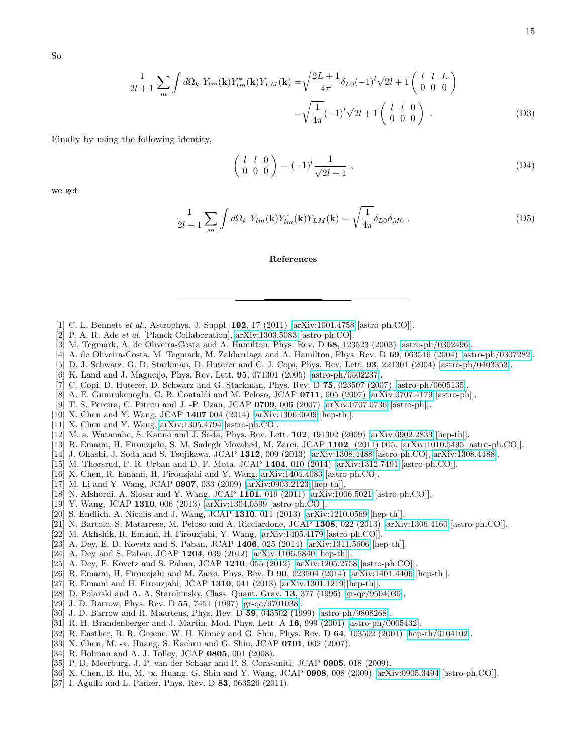So

$$
\begin{aligned}
\frac{1}{2l+1}\sum_m \int d\Omega_k \; Y_{lm}(\mathbf{k})Y^*_{lm}(\mathbf{k})Y_{LM}(\mathbf{k}) =& \sqrt{\frac{2L+1}{4\pi}}\delta_{L0}(-1)^l\sqrt{2l+1}\begin{pmatrix} l & l & L \\ 0 & 0 & 0 \end{pmatrix} \\
=& \sqrt{\frac{1}{4\pi}}(-1)^l\sqrt{2l+1}\begin{pmatrix} l & l & 0 \\ 0 & 0 & 0 \end{pmatrix} \; .
\end{aligned}
\tag{D3}
$$

Finally by using the following identity,

$$
\begin{pmatrix} l & l & 0 \\ 0 & 0 & 0 \end{pmatrix} = (-1)^l \frac{1}{\sqrt{2l+1}} \; , \tag{D4}
$$

we get

$$
\frac{1}{2l+1}\sum_m \int d\Omega_k \; Y_{lm}(\mathbf{k})Y^*_{lm}(\mathbf{k})Y_{LM}(\mathbf{k}) = \sqrt{\frac{1}{4\pi}}\delta_{L0}\delta_{M0} \; . \tag{D5}
$$

## References

---

[1] C. L. Bennett *et al.*, Astrophys. J. Suppl. **192**, 17 (2011) [arXiv:1001.4758 [astro-ph.CO]].
[2] P. A. R. Ade *et al.* [Planck Collaboration], arXiv:1303.5083 [astro-ph.CO].
[3] M. Tegmark, A. de Oliveira-Costa and A. Hamilton, Phys. Rev. D **68**, 123523 (2003) [astro-ph/0302496].
[4] A. de Oliveira-Costa, M. Tegmark, M. Zaldarriaga and A. Hamilton, Phys. Rev. D **69**, 063516 (2004) [astro-ph/0307282].
[5] D. J. Schwarz, G. D. Starkman, D. Huterer and C. J. Copi, Phys. Rev. Lett. **93**, 221301 (2004) [astro-ph/0403353].
[6] K. Land and J. Magueijo, Phys. Rev. Lett. **95**, 071301 (2005) [astro-ph/0502237].
[7] C. Copi, D. Huterer, D. Schwarz and G. Starkman, Phys. Rev. D **75**, 023507 (2007) [astro-ph/0605135].
[8] A. E. Gumrukcuoglu, C. R. Contaldi and M. Peloso, JCAP **0711**, 005 (2007) [arXiv:0707.4179 [astro-ph]].
[9] T. S. Pereira, C. Pitrou and J. -P. Uzan, JCAP **0709**, 006 (2007) [arXiv:0707.0736 [astro-ph]].
[10] X. Chen and Y. Wang, JCAP **1407** 004 (2014) [arXiv:1306.0609 [hep-th]].
[11] X. Chen and Y. Wang, arXiv:1305.4794 [astro-ph.CO].
[12] M. a. Watanabe, S. Kanno and J. Soda, Phys. Rev. Lett. **102**, 191302 (2009) [arXiv:0902.2833 [hep-th]].
[13] R. Emami, H. Firouzjahi, S. M. Sadegh Movahed, M. Zarei, JCAP **1102** (2011) 005. [arXiv:1010.5495 [astro-ph.CO]].
[14] J. Ohashi, J. Soda and S. Tsujikawa, JCAP **1312**, 009 (2013) [arXiv:1308.4488 [astro-ph.CO], arXiv:1308.4488].
[15] M. Thorsrud, F. R. Urban and D. F. Mota, JCAP **1404**, 010 (2014) [arXiv:1312.7491 [astro-ph.CO]].
[16] X. Chen, R. Emami, H. Firouzjahi and Y. Wang, arXiv:1404.4083 [astro-ph.CO].
[17] M. Li and Y. Wang, JCAP **0907**, 033 (2009) [arXiv:0903.2123 [hep-th]].
[18] N. Afshordi, A. Slosar and Y. Wang, JCAP **1101**, 019 (2011) [arXiv:1006.5021 [astro-ph.CO]].
[19] Y. Wang, JCAP **1310**, 006 (2013) [arXiv:1304.0599 [astro-ph.CO]].
[20] S. Endlich, A. Nicolis and J. Wang, JCAP **1310**, 011 (2013) [arXiv:1210.0569 [hep-th]].
[21] N. Bartolo, S. Matarrese, M. Peloso and A. Ricciardone, JCAP **1308**, 022 (2013) [arXiv:1306.4160 [astro-ph.CO]].
[22] M. Akhshik, R. Emami, H. Firouzjahi, Y. Wang, [arXiv:1405.4179 [astro-ph.CO]].
[23] A. Dey, E. D. Kovetz and S. Paban, JCAP **1406**, 025 (2014) [arXiv:1311.5606 [hep-th]].
[24] A. Dey and S. Paban, JCAP **1204**, 039 (2012) [arXiv:1106.5840 [hep-th]].
[25] A. Dey, E. Kovetz and S. Paban, JCAP **1210**, 055 (2012) [arXiv:1205.2758 [astro-ph.CO]].
[26] R. Emami, H. Firouzjahi and M. Zarei, Phys. Rev. D **90**, 023504 (2014) [arXiv:1401.4406 [hep-th]].
[27] R. Emami and H. Firouzjahi, JCAP **1310**, 041 (2013) [arXiv:1301.1219 [hep-th]].
[28] D. Polarski and A. A. Starobinsky, Class. Quant. Grav. **13**, 377 (1996) [gr-qc/9504030].
[29] J. D. Barrow, Phys. Rev. D **55**, 7451 (1997) [gr-qc/9701038].
[30] J. D. Barrow and R. Maartens, Phys. Rev. D **59**, 043502 (1999) [astro-ph/9808268].
[31] R. H. Brandenberger and J. Martin, Mod. Phys. Lett. A **16**, 999 (2001) [astro-ph/0005432].
[32] R. Easther, B. R. Greene, W. H. Kinney and G. Shiu, Phys. Rev. D **64**, 103502 (2001) [hep-th/0104102].
[33] X. Chen, M. -x. Huang, S. Kachru and G. Shiu, JCAP **0701**, 002 (2007).
[34] R. Holman and A. J. Tolley, JCAP **0805**, 001 (2008).
[35] P. D. Meerburg, J. P. van der Schaar and P. S. Corasaniti, JCAP **0905**, 018 (2009).
[36] X. Chen, B. Hu, M. -x. Huang, G. Shiu and Y. Wang, JCAP **0908**, 008 (2009) [arXiv:0905.3494 [astro-ph.CO]].
[37] I. Agullo and L. Parker, Phys. Rev. D **83**, 063526 (2011).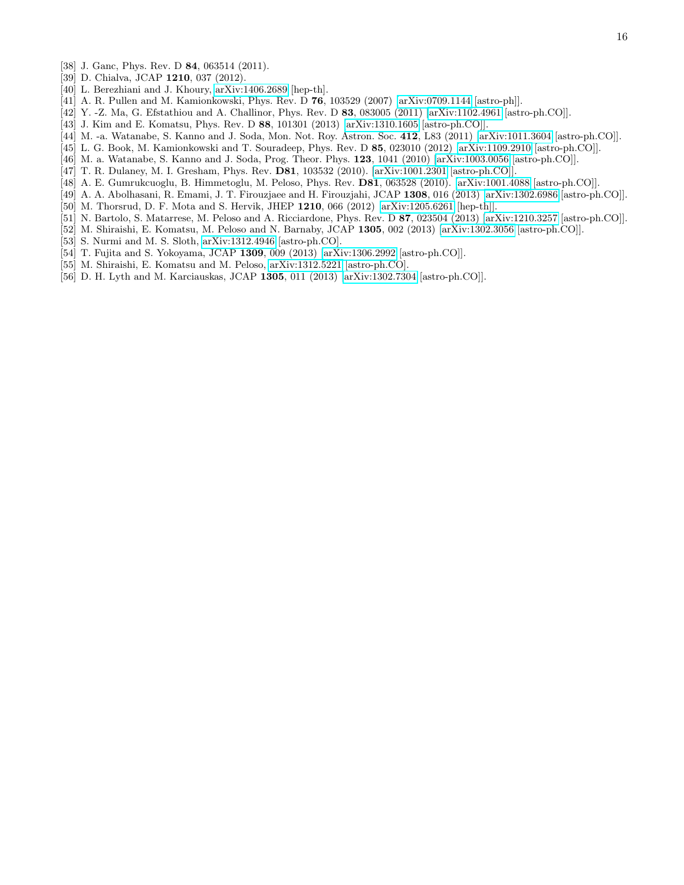[38] J. Ganc, Phys. Rev. D **84**, 063514 (2011).

[39] D. Chialva, JCAP **1210**, 037 (2012).

[40] L. Berezhiani and J. Khoury, arXiv:1406.2689 [hep-th].

[41] A. R. Pullen and M. Kamionkowski, Phys. Rev. D **76**, 103529 (2007) [arXiv:0709.1144 [astro-ph]].

[42] Y. -Z. Ma, G. Efstathiou and A. Challinor, Phys. Rev. D **83**, 083005 (2011) [arXiv:1102.4961 [astro-ph.CO]].

[43] J. Kim and E. Komatsu, Phys. Rev. D **88**, 101301 (2013) [arXiv:1310.1605 [astro-ph.CO]].

[44] M. -a. Watanabe, S. Kanno and J. Soda, Mon. Not. Roy. Astron. Soc. **412**, L83 (2011) [arXiv:1011.3604 [astro-ph.CO]].

[45] L. G. Book, M. Kamionkowski and T. Souradeep, Phys. Rev. D **85**, 023010 (2012) [arXiv:1109.2910 [astro-ph.CO]].

[46] M. a. Watanabe, S. Kanno and J. Soda, Prog. Theor. Phys. **123**, 1041 (2010) [arXiv:1003.0056 [astro-ph.CO]].

[47] T. R. Dulaney, M. I. Gresham, Phys. Rev. **D81**, 103532 (2010). [arXiv:1001.2301 [astro-ph.CO]].

[48] A. E. Gumrukcuoglu, B. Himmetoglu, M. Peloso, Phys. Rev. **D81**, 063528 (2010). [arXiv:1001.4088 [astro-ph.CO]].

[49] A. A. Abolhasani, R. Emami, J. T. Firouzjaee and H. Firouzjahi, JCAP **1308**, 016 (2013) [arXiv:1302.6986 [astro-ph.CO]].

[50] M. Thorsrud, D. F. Mota and S. Hervik, JHEP **1210**, 066 (2012) [arXiv:1205.6261 [hep-th]].

[51] N. Bartolo, S. Matarrese, M. Peloso and A. Ricciardone, Phys. Rev. D **87**, 023504 (2013) [arXiv:1210.3257 [astro-ph.CO]].

[52] M. Shiraishi, E. Komatsu, M. Peloso and N. Barnaby, JCAP **1305**, 002 (2013) [arXiv:1302.3056 [astro-ph.CO]].

[53] S. Nurmi and M. S. Sloth, arXiv:1312.4946 [astro-ph.CO].

[54] T. Fujita and S. Yokoyama, JCAP **1309**, 009 (2013) [arXiv:1306.2992 [astro-ph.CO]].

[55] M. Shiraishi, E. Komatsu and M. Peloso, arXiv:1312.5221 [astro-ph.CO].

[56] D. H. Lyth and M. Karciauskas, JCAP **1305**, 011 (2013) [arXiv:1302.7304 [astro-ph.CO]].